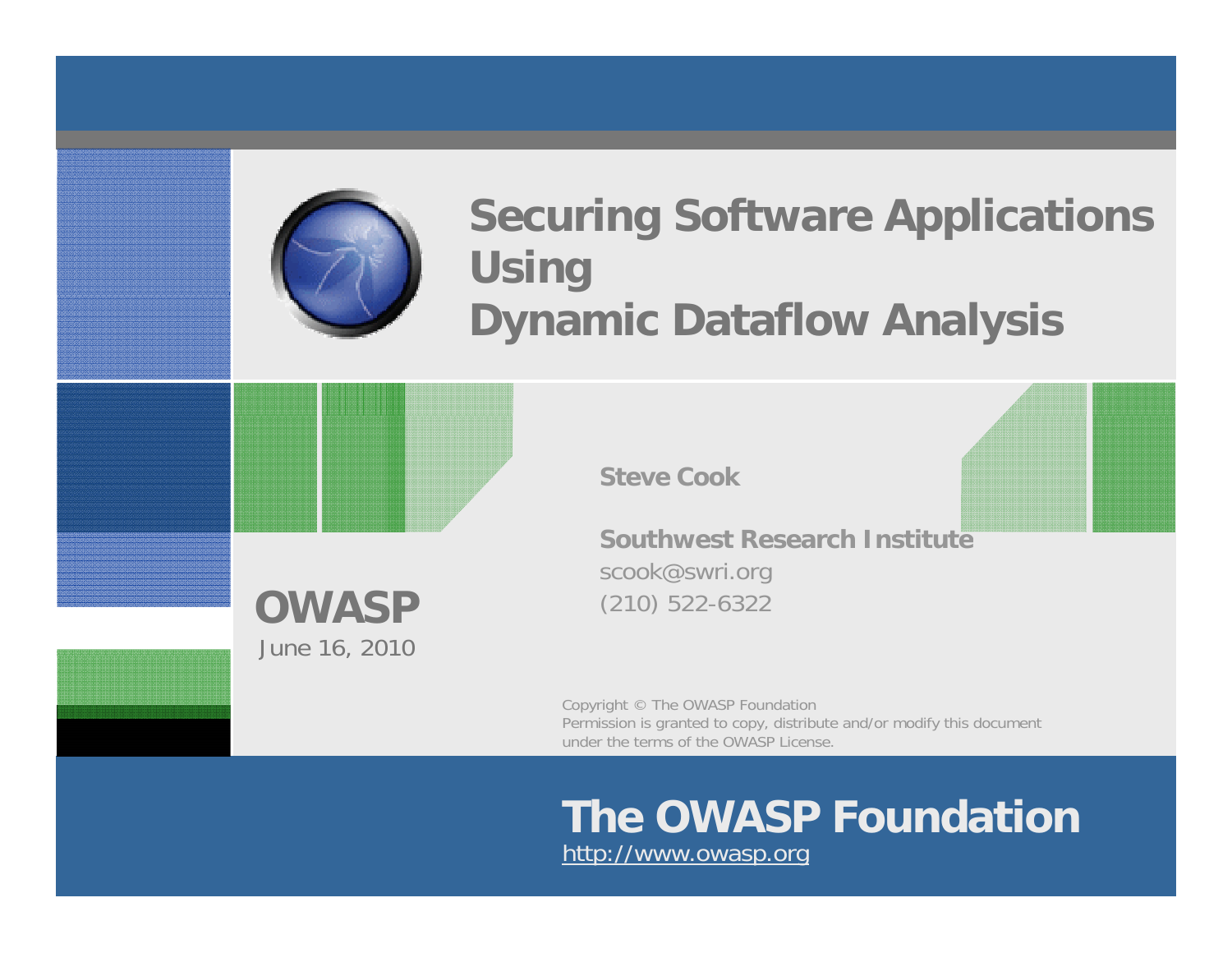# Securing Software Applications Using Dynamic Dataflow Analysis

**Steve Cook**

**Southwest Research Institute**

scook@swri.org

(210) 522-6322

**OWASP**

June 16, 2010

Copyright © The OWASP Foundation
Permission is granted to copy, distribute and/or modify this document under the terms of the OWASP License.

**The OWASP Foundation**

http://www.owasp.org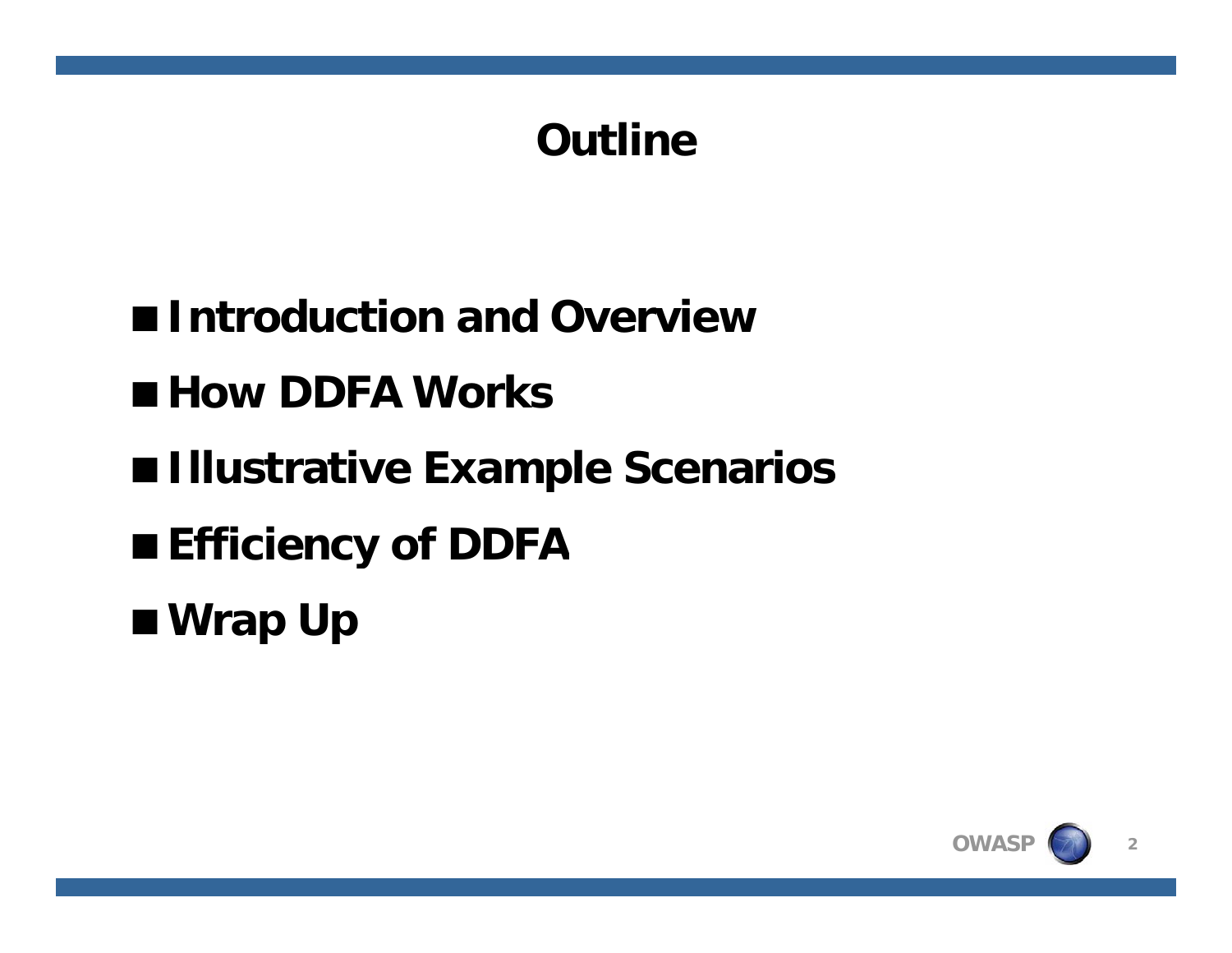# Outline

- Introduction and Overview
- How DDFA Works
- Illustrative Example Scenarios
- Efficiency of DDFA
- Wrap Up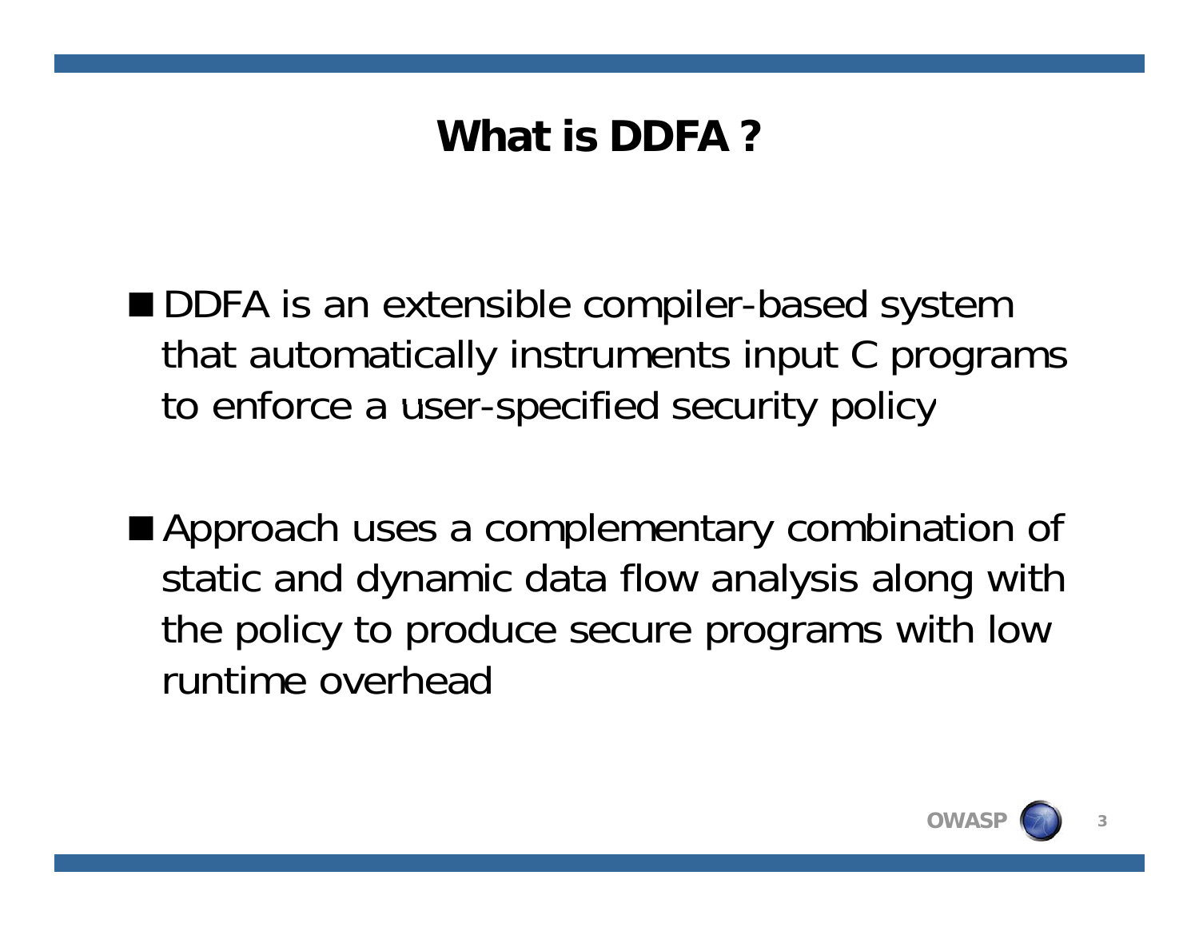# What is DDFA ?

- DDFA is an extensible compiler-based system that automatically instruments input C programs to enforce a user-specified security policy

- Approach uses a complementary combination of static and dynamic data flow analysis along with the policy to produce secure programs with low runtime overhead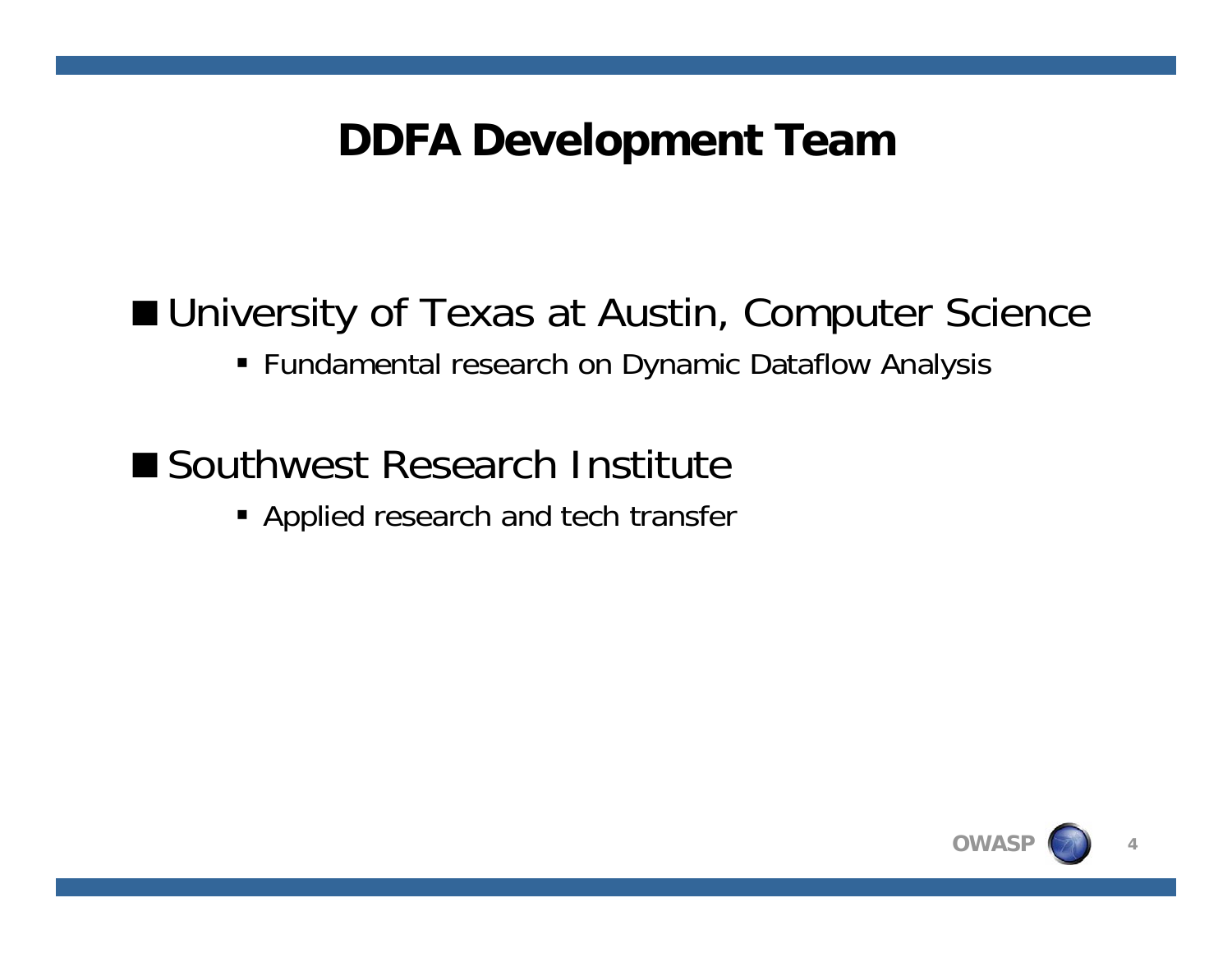# DDFA Development Team

- University of Texas at Austin, Computer Science
  - Fundamental research on Dynamic Dataflow Analysis
- Southwest Research Institute
  - Applied research and tech transfer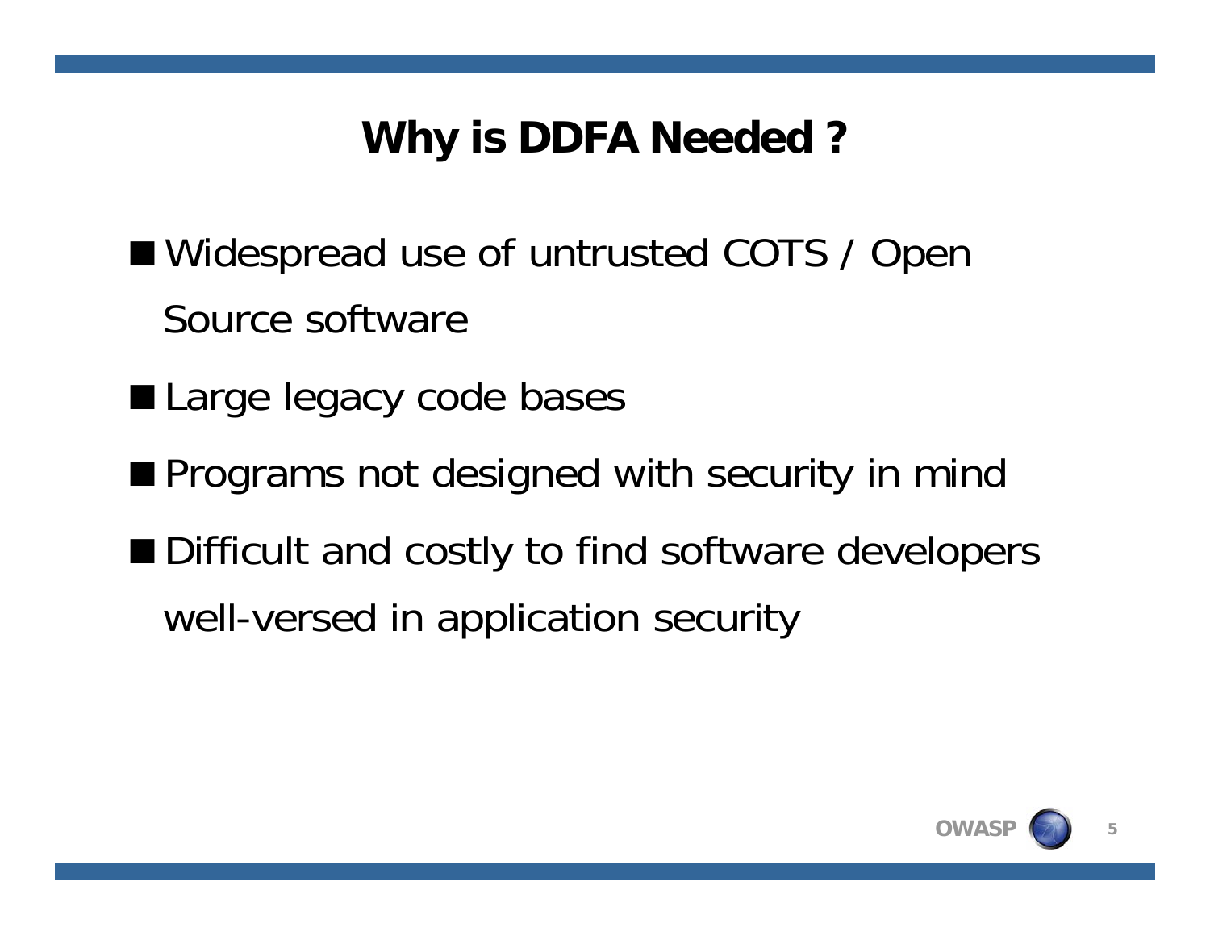# Why is DDFA Needed ?

- Widespread use of untrusted COTS / Open Source software
- Large legacy code bases
- Programs not designed with security in mind
- Difficult and costly to find software developers well-versed in application security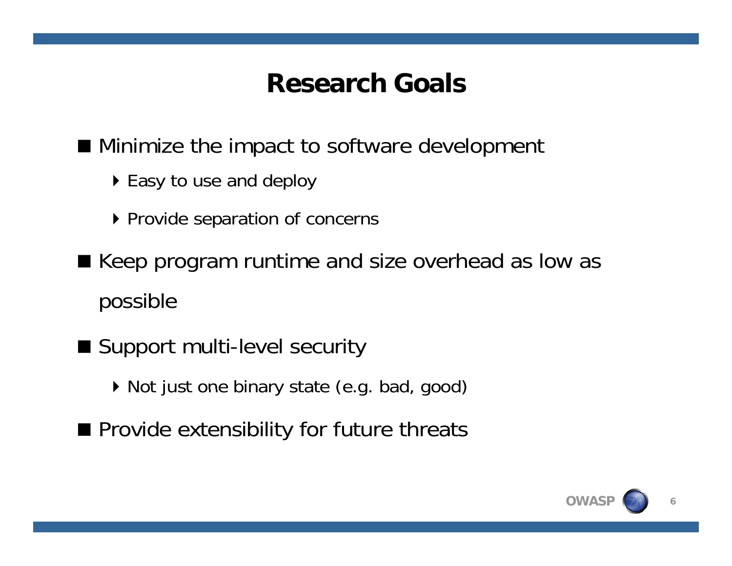# Research Goals

- Minimize the impact to software development
  - Easy to use and deploy
  - Provide separation of concerns
- Keep program runtime and size overhead as low as possible
- Support multi-level security
  - Not just one binary state (e.g. bad, good)
- Provide extensibility for future threats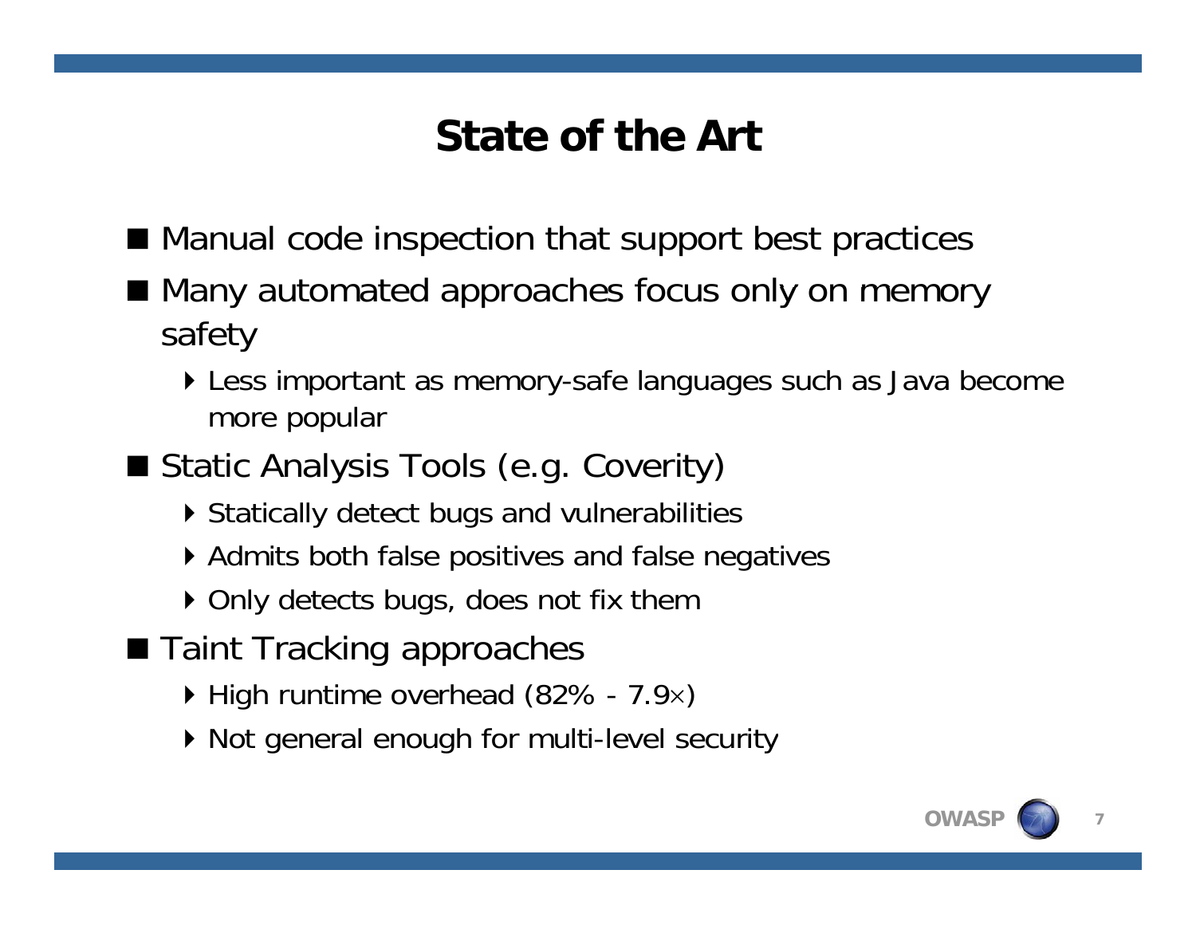# State of the Art

- Manual code inspection that support best practices
- Many automated approaches focus only on memory safety
  - Less important as memory-safe languages such as Java become more popular
- Static Analysis Tools (e.g. Coverity)
  - Statically detect bugs and vulnerabilities
  - Admits both false positives and false negatives
  - Only detects bugs, does not fix them
- Taint Tracking approaches
  - High runtime overhead (82% - 7.9×)
  - Not general enough for multi-level security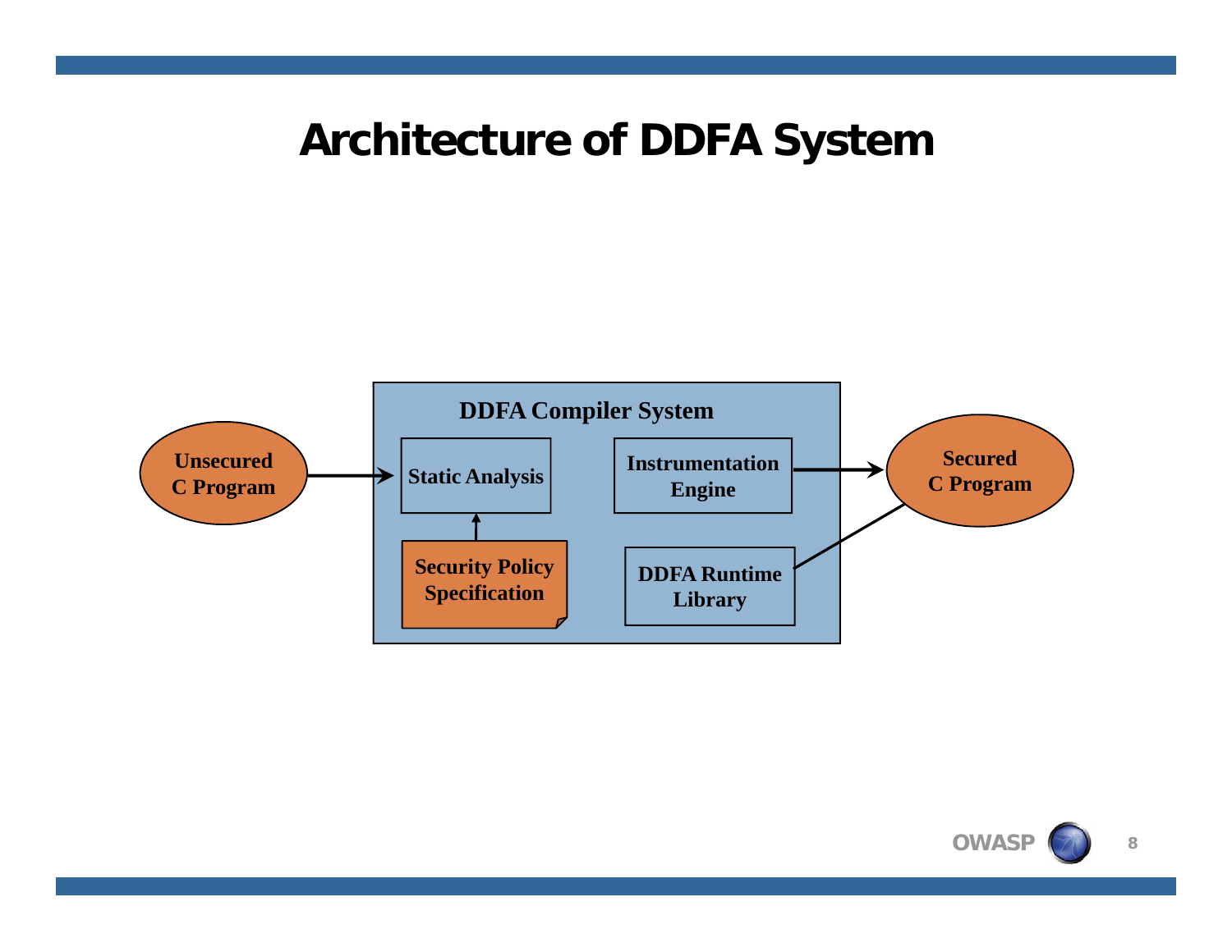# Architecture of DDFA System

Unsecured C Program

DDFA Compiler System

Static Analysis

Security Policy Specification

Instrumentation Engine

DDFA Runtime Library

Secured C Program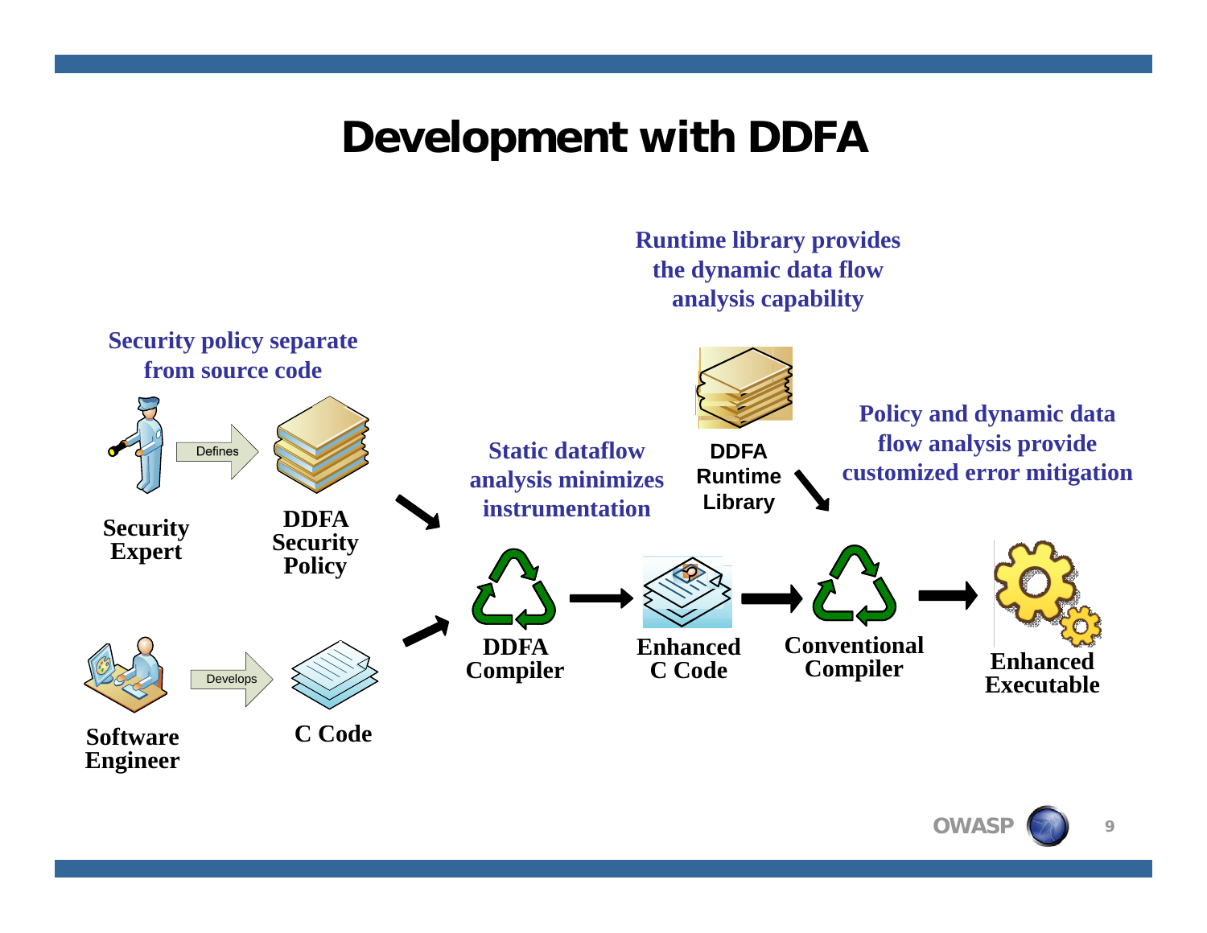# Development with DDFA

Security policy separate from source code

Security Expert → Defines → DDFA Security Policy

Software Engineer → Develops → C Code

Static dataflow analysis minimizes instrumentation

DDFA Compiler → Enhanced C Code → Conventional Compiler → Enhanced Executable

Runtime library provides the dynamic data flow analysis capability

DDFA Runtime Library

Policy and dynamic data flow analysis provide customized error mitigation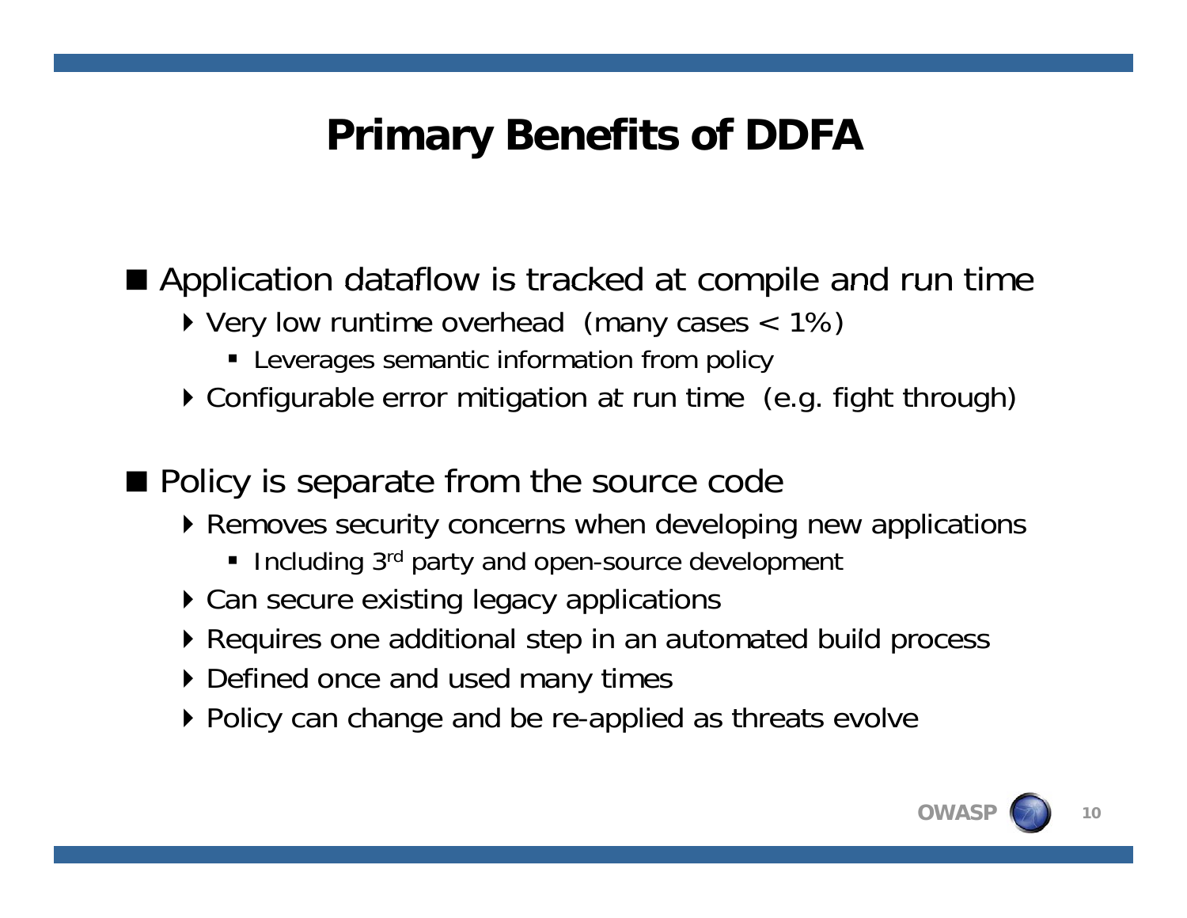# Primary Benefits of DDFA

- Application dataflow is tracked at compile and run time
  - Very low runtime overhead (many cases < 1%)
    - Leverages semantic information from policy
  - Configurable error mitigation at run time (e.g. fight through)

- Policy is separate from the source code
  - Removes security concerns when developing new applications
    - Including 3rd party and open-source development
  - Can secure existing legacy applications
  - Requires one additional step in an automated build process
  - Defined once and used many times
  - Policy can change and be re-applied as threats evolve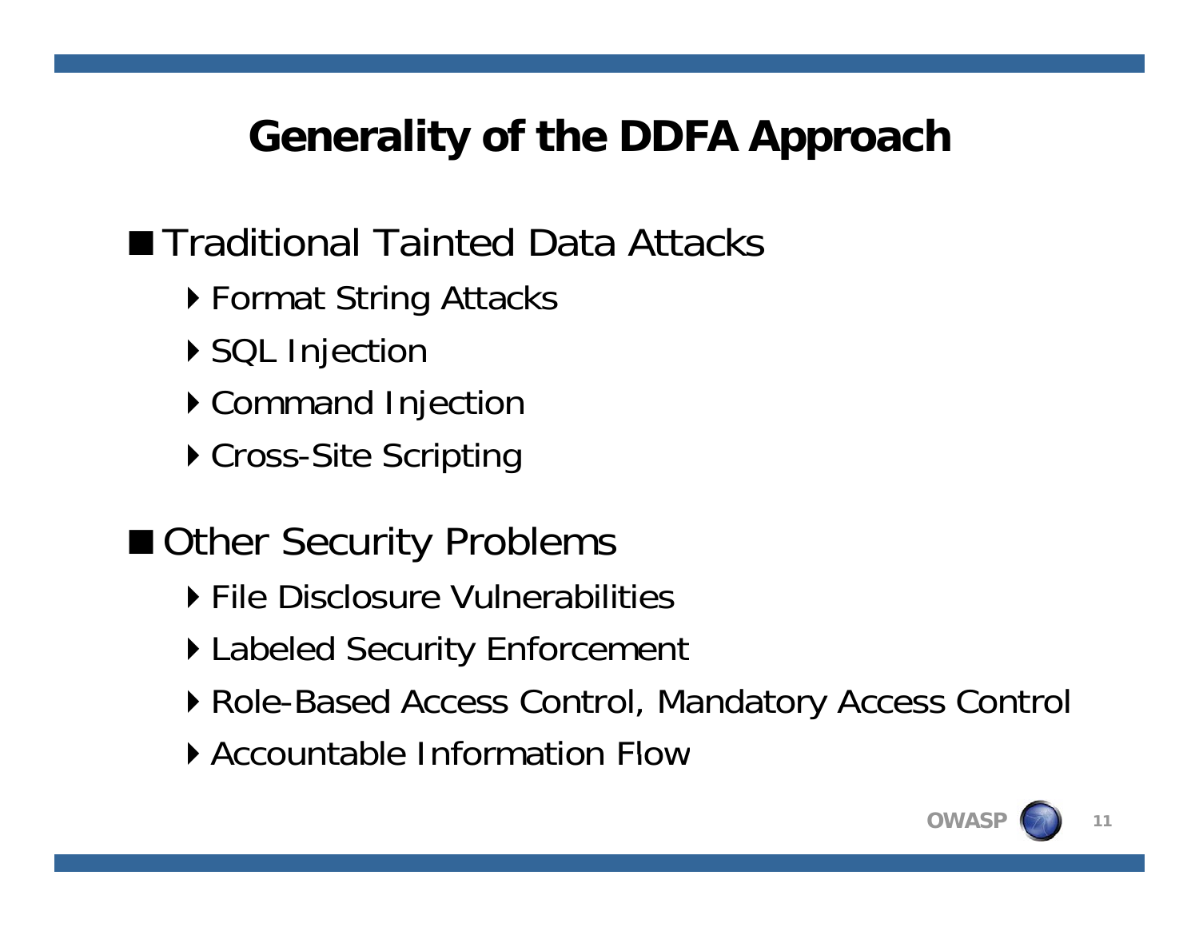# Generality of the DDFA Approach

- Traditional Tainted Data Attacks
  - Format String Attacks
  - SQL Injection
  - Command Injection
  - Cross-Site Scripting
- Other Security Problems
  - File Disclosure Vulnerabilities
  - Labeled Security Enforcement
  - Role-Based Access Control, Mandatory Access Control
  - Accountable Information Flow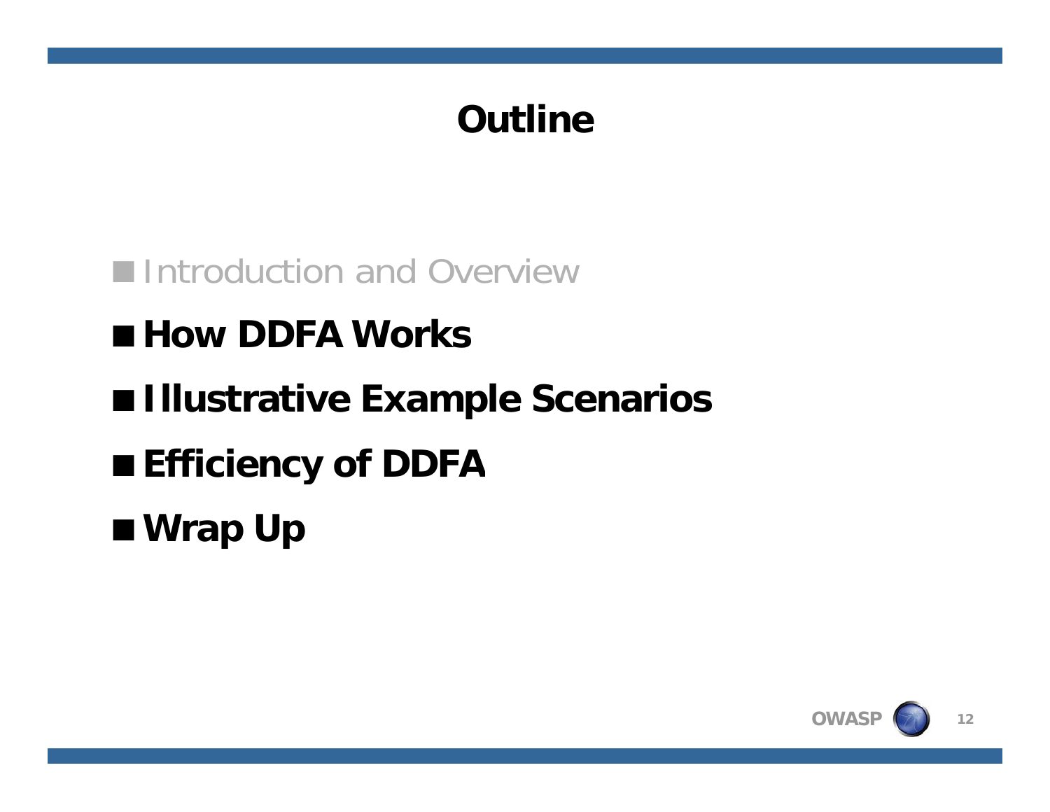# Outline

- Introduction and Overview
- **How DDFA Works**
- **Illustrative Example Scenarios**
- **Efficiency of DDFA**
- **Wrap Up**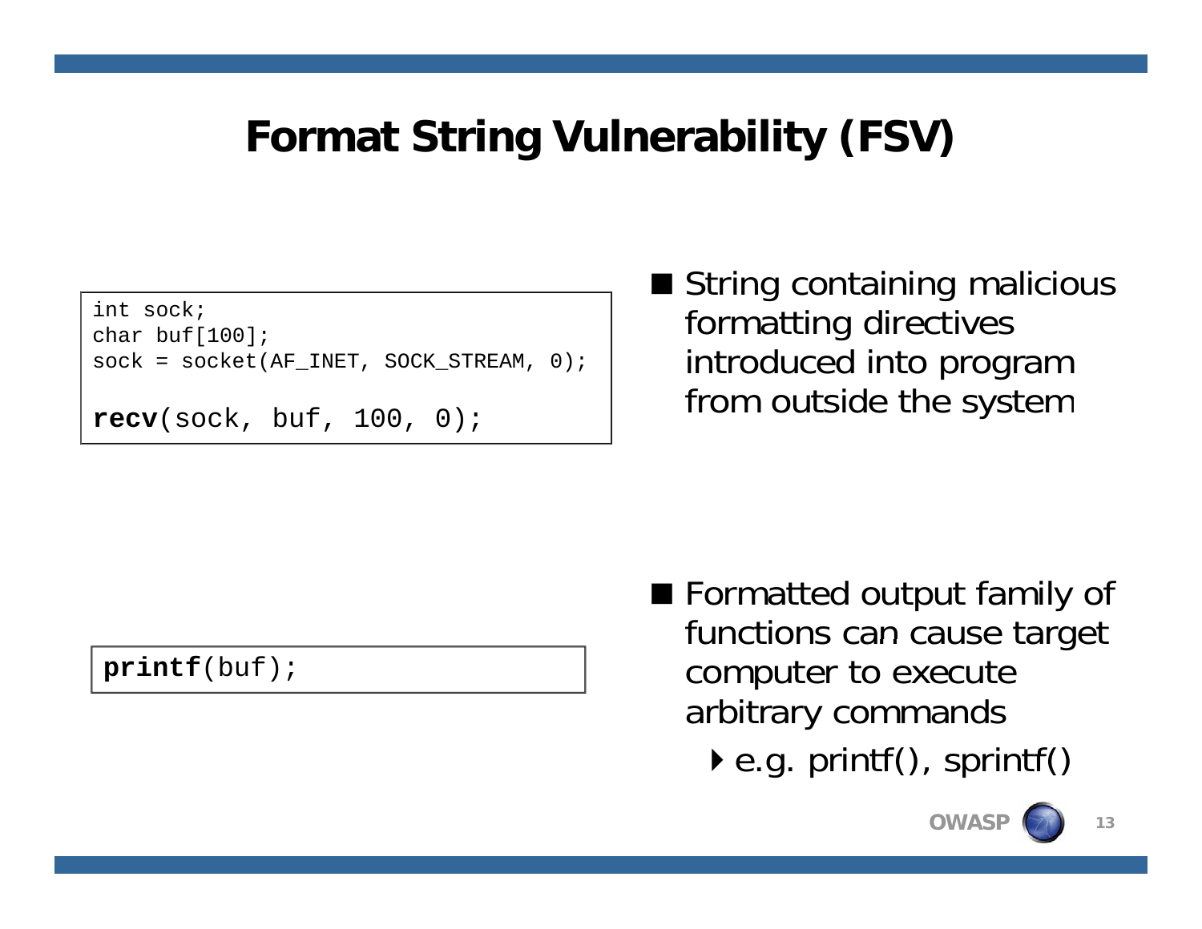# Format String Vulnerability (FSV)

```
int sock;
char buf[100];
sock = socket(AF_INET, SOCK_STREAM, 0);

recv(sock, buf, 100, 0);
```

- String containing malicious formatting directives introduced into program from outside the system

```
printf(buf);
```

- Formatted output family of functions can cause target computer to execute arbitrary commands
  - e.g. printf(), sprintf()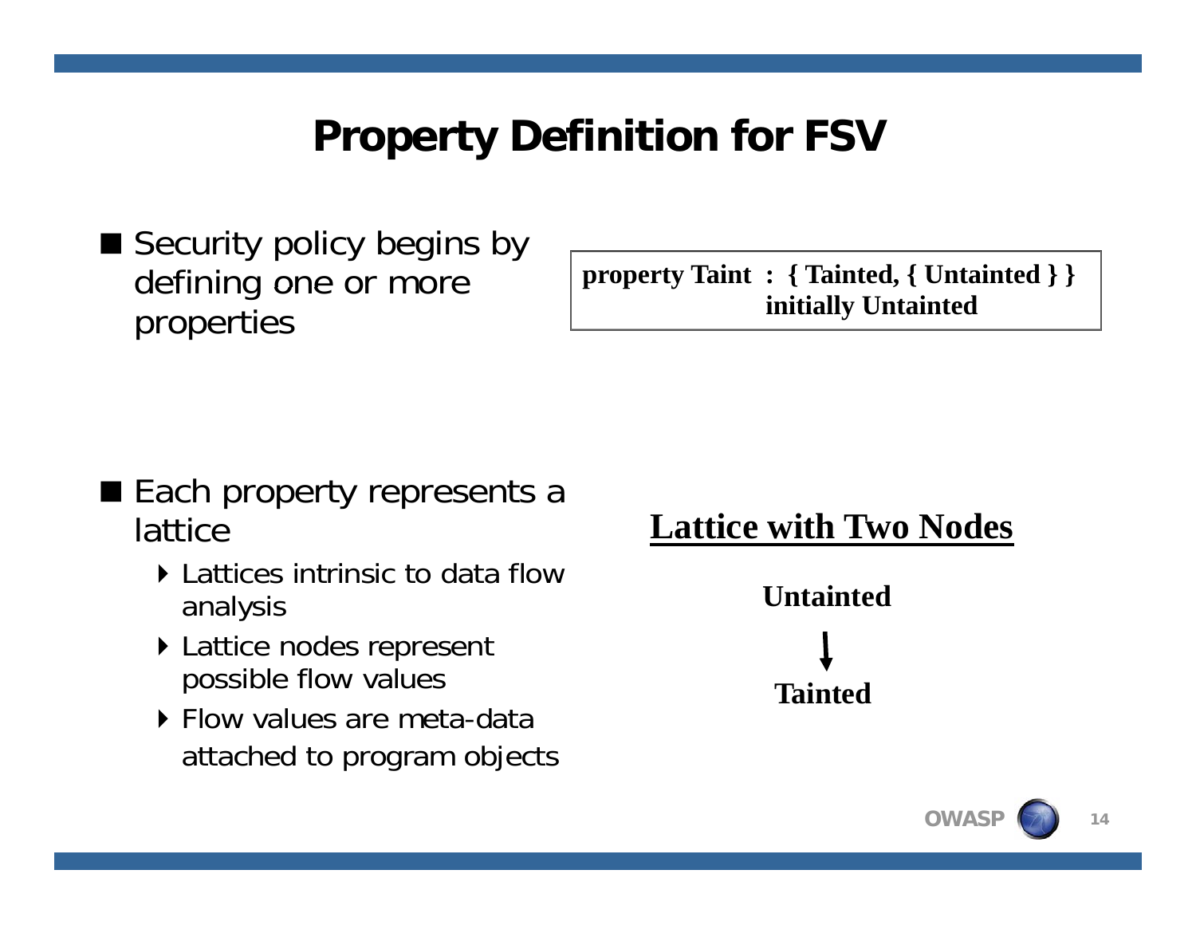# Property Definition for FSV

- Security policy begins by defining one or more properties

```
property Taint  :  { Tainted, { Untainted } }
                   initially Untainted
```

- Each property represents a lattice
  - Lattices intrinsic to data flow analysis
  - Lattice nodes represent possible flow values
  - Flow values are meta-data attached to program objects

**Lattice with Two Nodes**

**Untainted**

↓

**Tainted**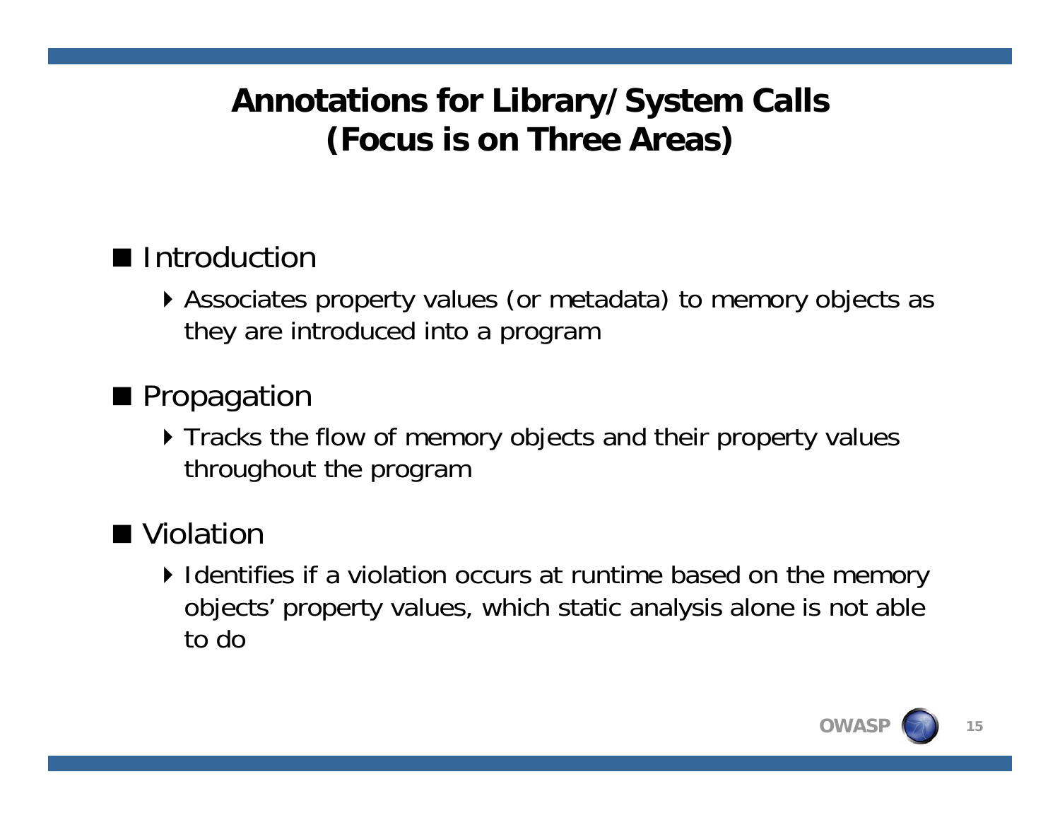# Annotations for Library/System Calls (Focus is on Three Areas)

- Introduction
  - Associates property values (or metadata) to memory objects as they are introduced into a program
- Propagation
  - Tracks the flow of memory objects and their property values throughout the program
- Violation
  - Identifies if a violation occurs at runtime based on the memory objects' property values, which static analysis alone is not able to do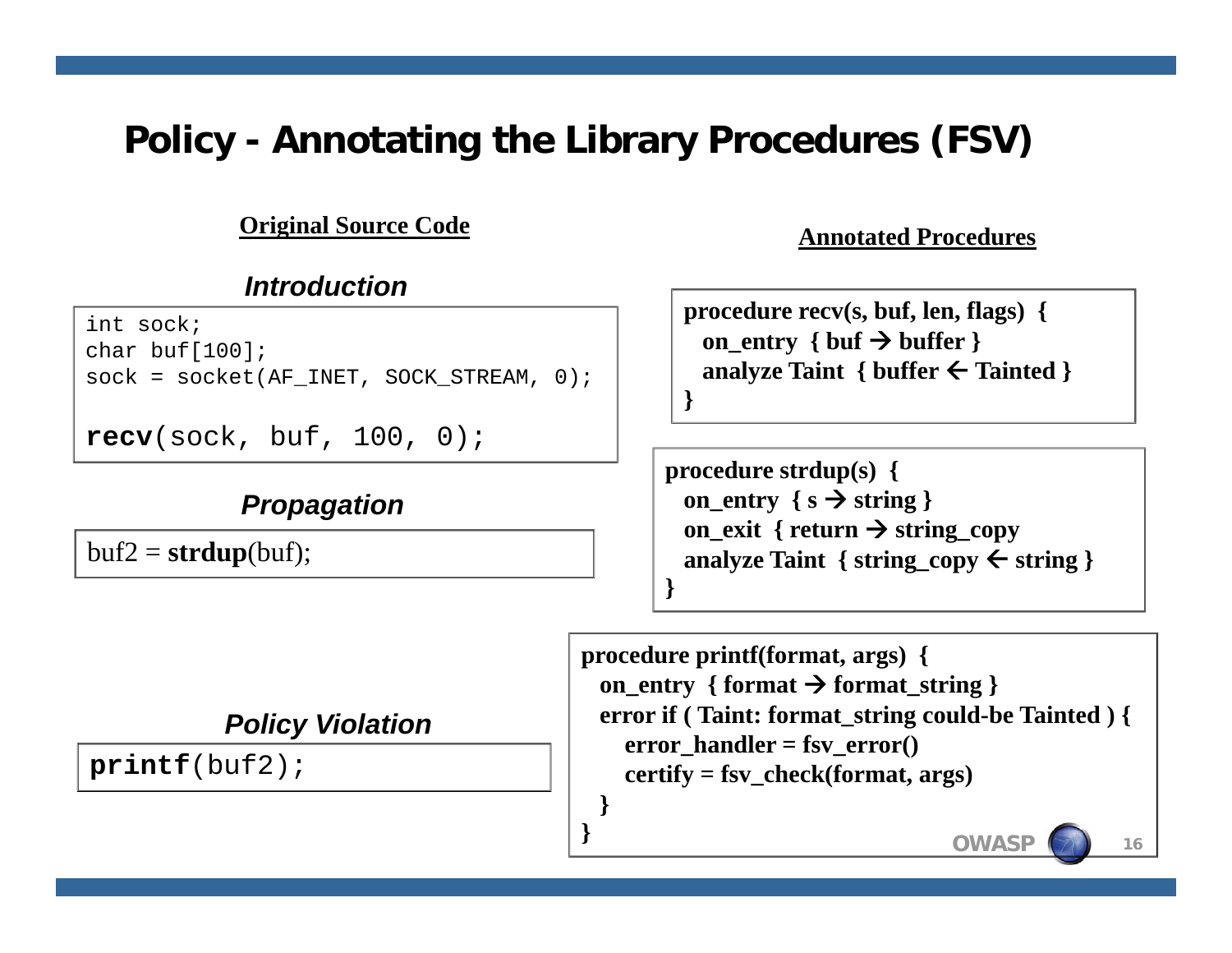# Policy - Annotating the Library Procedures (FSV)

**Original Source Code**

***Introduction***

```
int sock;
char buf[100];
sock = socket(AF_INET, SOCK_STREAM, 0);

recv(sock, buf, 100, 0);
```

***Propagation***

```
buf2 = strdup(buf);
```

***Policy Violation***

```
printf(buf2);
```

**Annotated Procedures**

```
procedure recv(s, buf, len, flags) {
  on_entry { buf → buffer }
  analyze Taint { buffer ← Tainted }
}
```

```
procedure strdup(s) {
  on_entry { s → string }
  on_exit { return → string_copy
  analyze Taint { string_copy ← string }
}
```

```
procedure printf(format, args) {
  on_entry { format → format_string }
  error if ( Taint: format_string could-be Tainted ) {
    error_handler = fsv_error()
    certify = fsv_check(format, args)
  }
}
```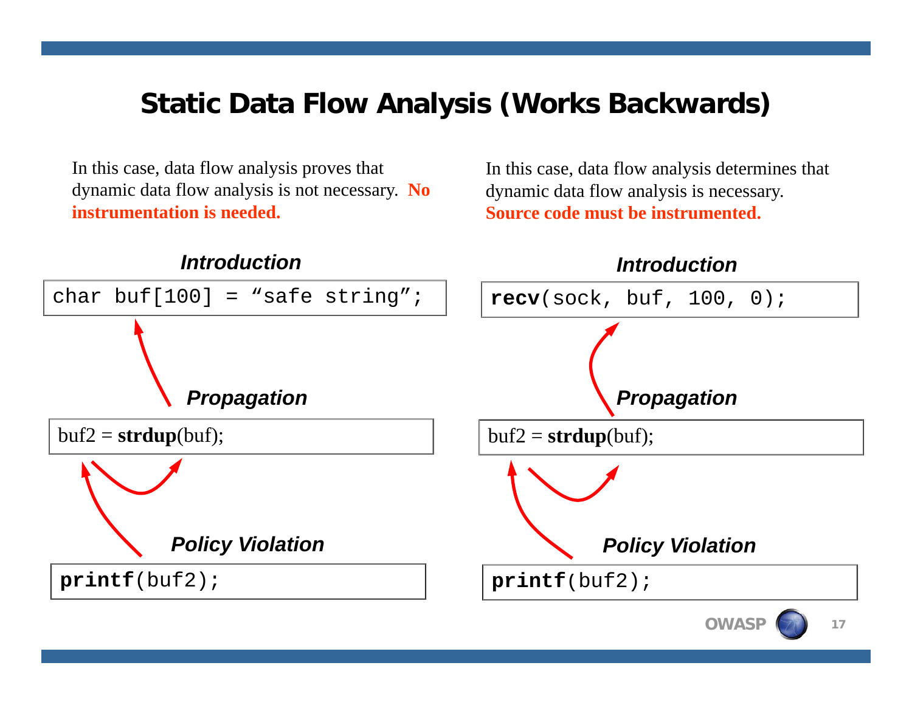# Static Data Flow Analysis (Works Backwards)

In this case, data flow analysis proves that dynamic data flow analysis is not necessary. **No instrumentation is needed.**

***Introduction***

```
char buf[100] = “safe string”;
```

***Propagation***

```
buf2 = strdup(buf);
```

***Policy Violation***

```
printf(buf2);
```

In this case, data flow analysis determines that dynamic data flow analysis is necessary. **Source code must be instrumented.**

***Introduction***

```
recv(sock, buf, 100, 0);
```

***Propagation***

```
buf2 = strdup(buf);
```

***Policy Violation***

```
printf(buf2);
```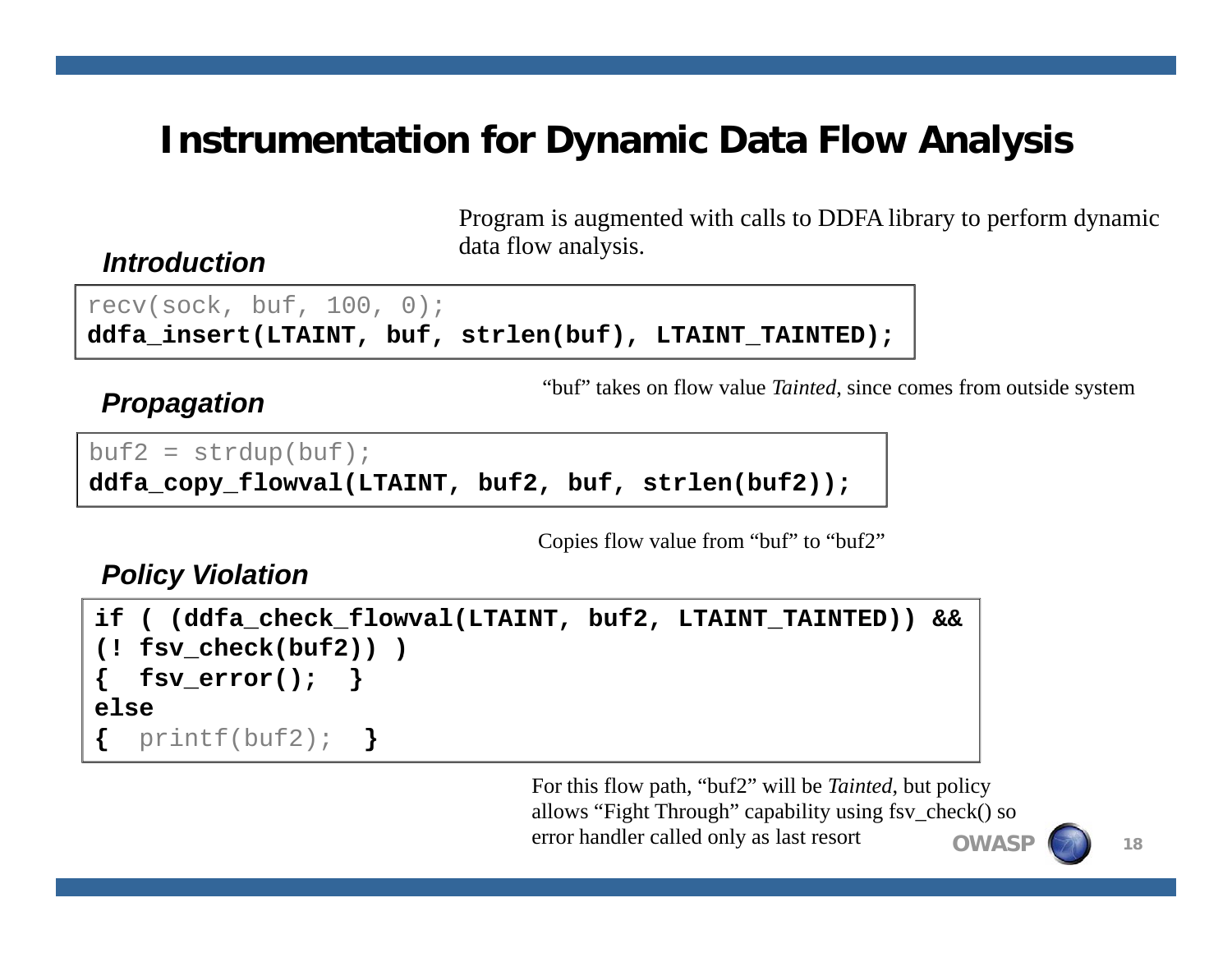# Instrumentation for Dynamic Data Flow Analysis

Program is augmented with calls to DDFA library to perform dynamic data flow analysis.

### *Introduction*

```
recv(sock, buf, 100, 0);
ddfa_insert(LTAINT, buf, strlen(buf), LTAINT_TAINTED);
```

"buf" takes on flow value *Tainted*, since comes from outside system

### *Propagation*

```
buf2 = strdup(buf);
ddfa_copy_flowval(LTAINT, buf2, buf, strlen(buf2));
```

Copies flow value from "buf" to "buf2"

### *Policy Violation*

```
if ( (ddfa_check_flowval(LTAINT, buf2, LTAINT_TAINTED)) &&
(! fsv_check(buf2)) )
{  fsv_error();  }
else
{  printf(buf2);  }
```

For this flow path, "buf2" will be *Tainted*, but policy allows "Fight Through" capability using fsv_check() so error handler called only as last resort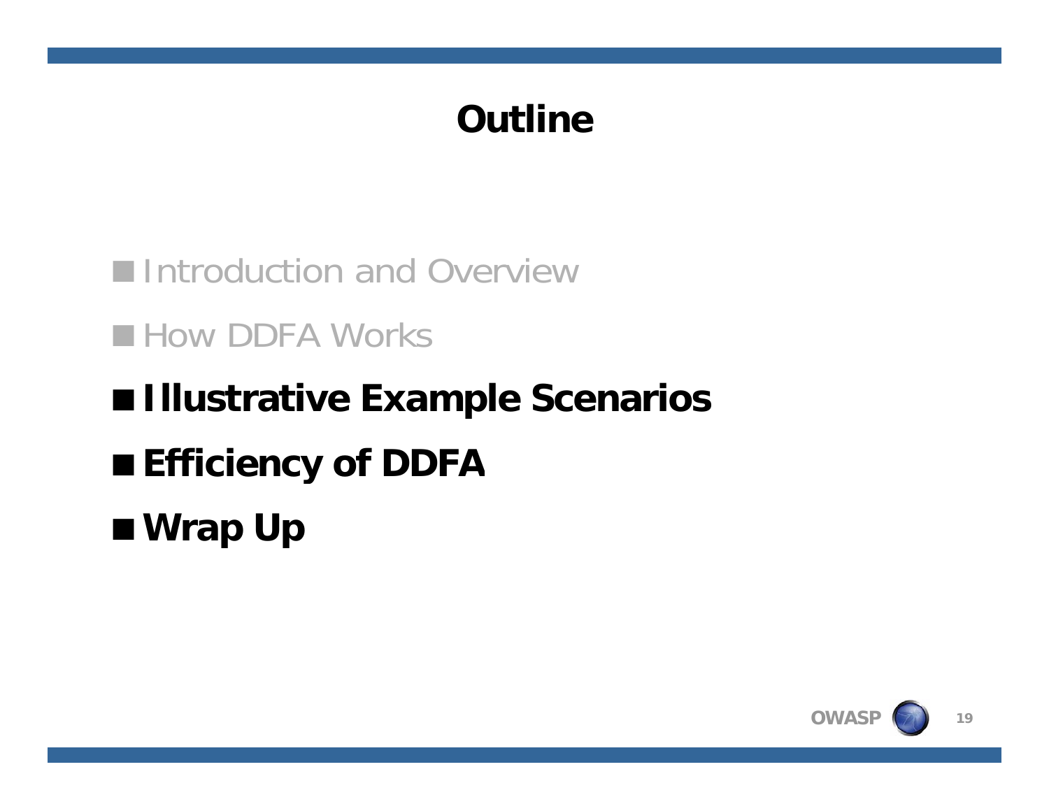# Outline

- Introduction and Overview
- How DDFA Works
- **Illustrative Example Scenarios**
- **Efficiency of DDFA**
- **Wrap Up**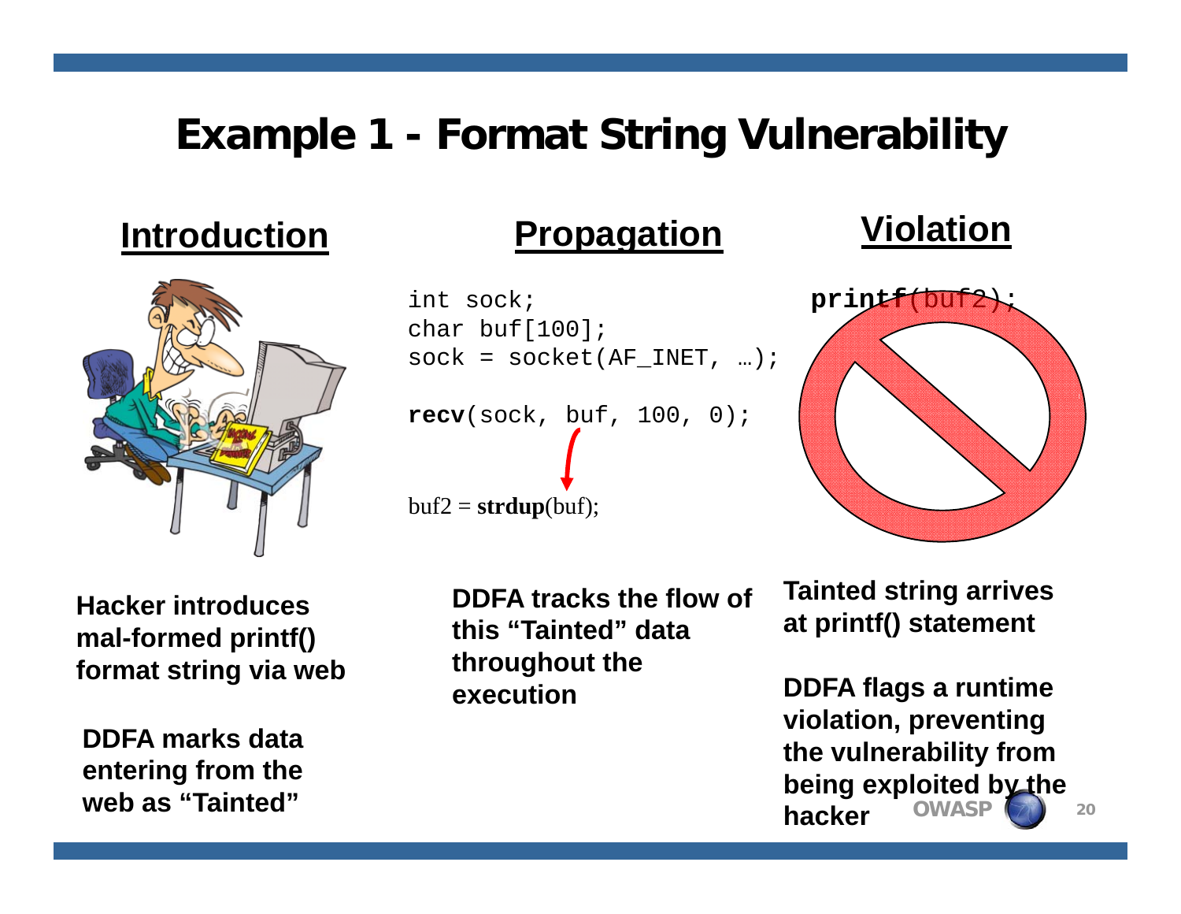# Example 1 - Format String Vulnerability

## Introduction

**Hacker introduces mal-formed printf() format string via web**

**DDFA marks data entering from the web as "Tainted"**

## Propagation

```
int sock;
char buf[100];
sock = socket(AF_INET, …);

recv(sock, buf, 100, 0);

buf2 = strdup(buf);
```

**DDFA tracks the flow of this "Tainted" data throughout the execution**

## Violation

```
printf(buf2);
```

**Tainted string arrives at printf() statement**

**DDFA flags a runtime violation, preventing the vulnerability from being exploited by the hacker**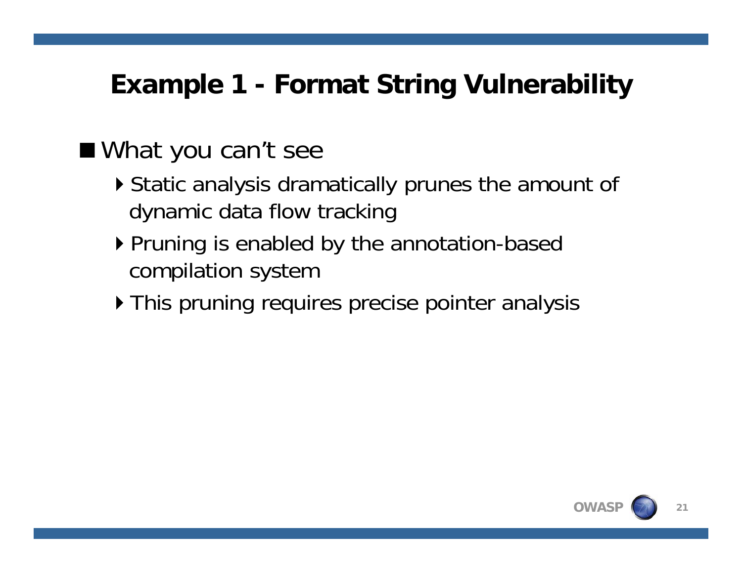# Example 1 - Format String Vulnerability

- What you can’t see
  - Static analysis dramatically prunes the amount of dynamic data flow tracking
  - Pruning is enabled by the annotation-based compilation system
  - This pruning requires precise pointer analysis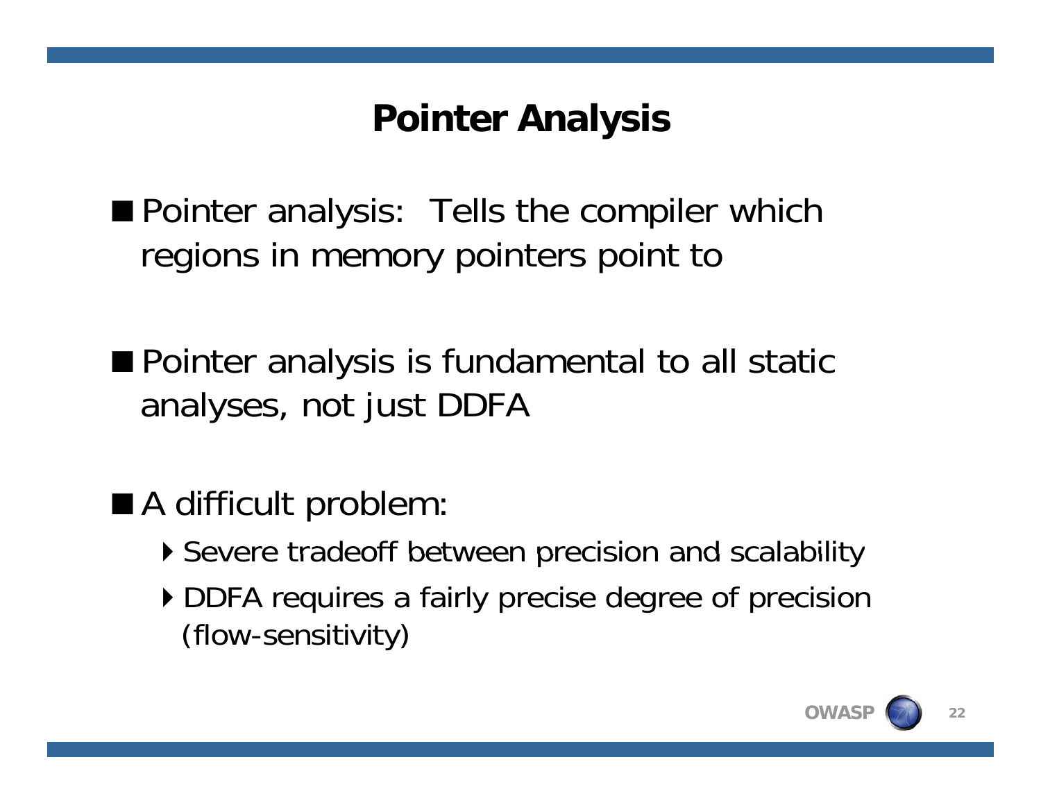# Pointer Analysis

- Pointer analysis: Tells the compiler which regions in memory pointers point to

- Pointer analysis is fundamental to all static analyses, not just DDFA

- A difficult problem:
  - Severe tradeoff between precision and scalability
  - DDFA requires a fairly precise degree of precision (flow-sensitivity)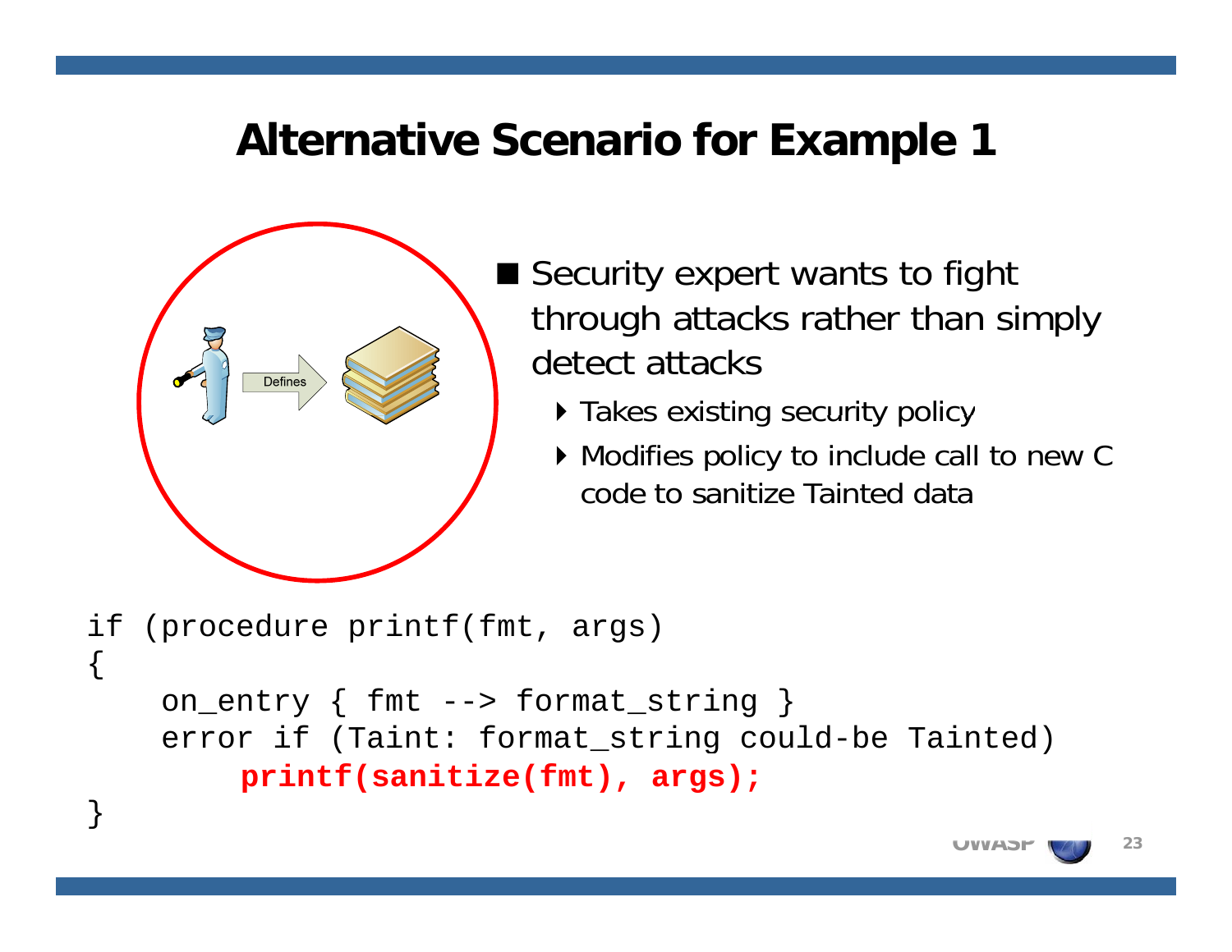# Alternative Scenario for Example 1

Defines

- Security expert wants to fight through attacks rather than simply detect attacks
  - Takes existing security policy
  - Modifies policy to include call to new C code to sanitize Tainted data

```
if (procedure printf(fmt, args)
{
    on_entry { fmt --> format_string }
    error if (Taint: format_string could-be Tainted)
        printf(sanitize(fmt), args);
}
```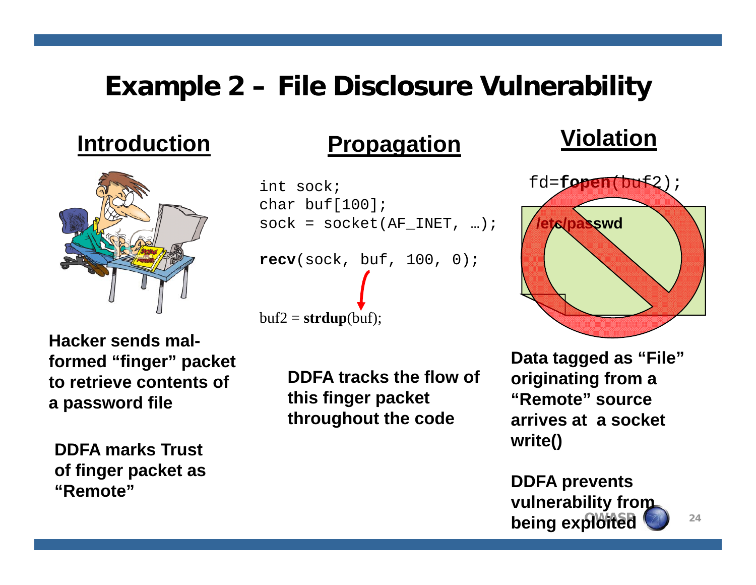# Example 2 – File Disclosure Vulnerability

## Introduction

Hacker sends mal-formed "finger" packet to retrieve contents of a password file

DDFA marks Trust of finger packet as "Remote"

## Propagation

```
int sock;
char buf[100];
sock = socket(AF_INET, …);

recv(sock, buf, 100, 0);

buf2 = strdup(buf);
```

DDFA tracks the flow of this finger packet throughout the code

## Violation

```
fd=fopen(buf2);
```

/etc/passwd

Data tagged as "File" originating from a "Remote" source arrives at a socket write()

DDFA prevents vulnerability from being exploited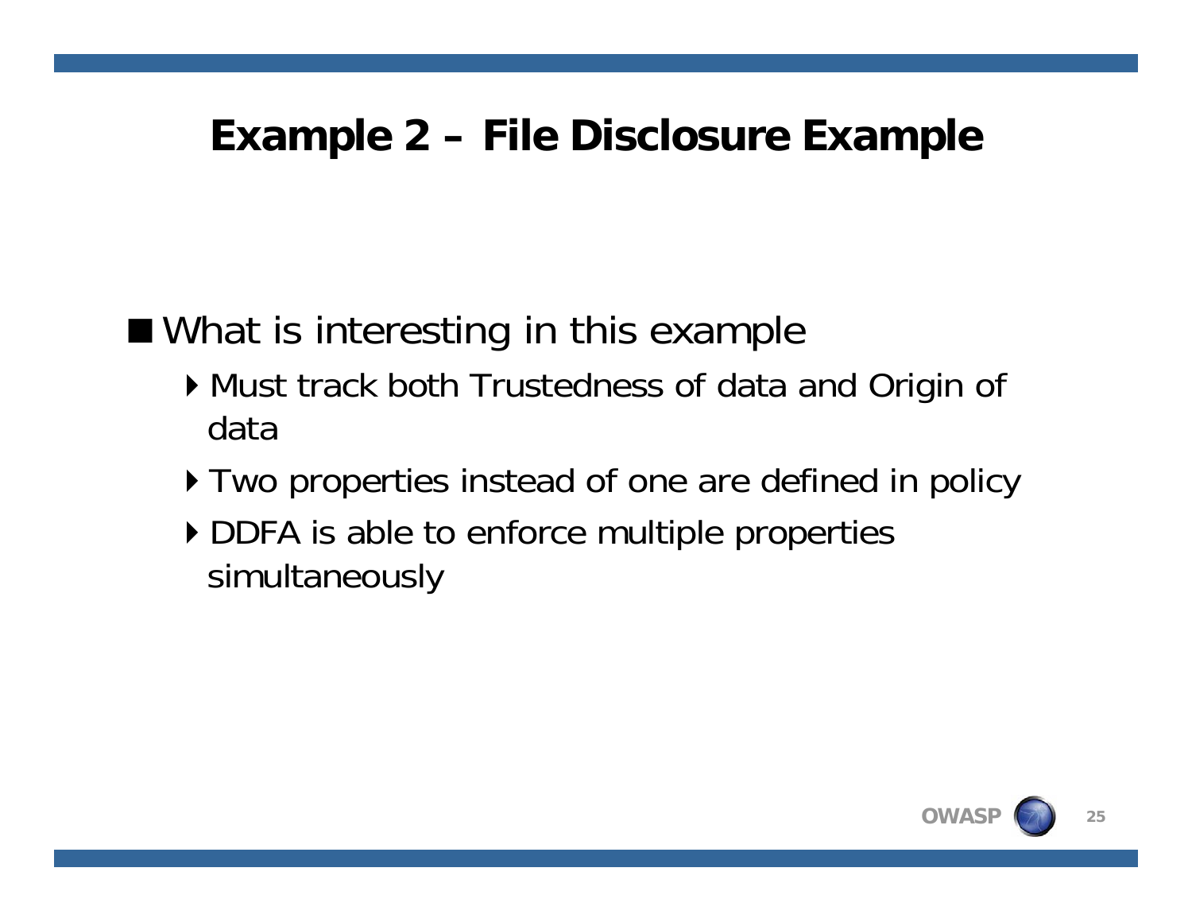# Example 2 – File Disclosure Example

- What is interesting in this example
  - Must track both Trustedness of data and Origin of data
  - Two properties instead of one are defined in policy
  - DDFA is able to enforce multiple properties simultaneously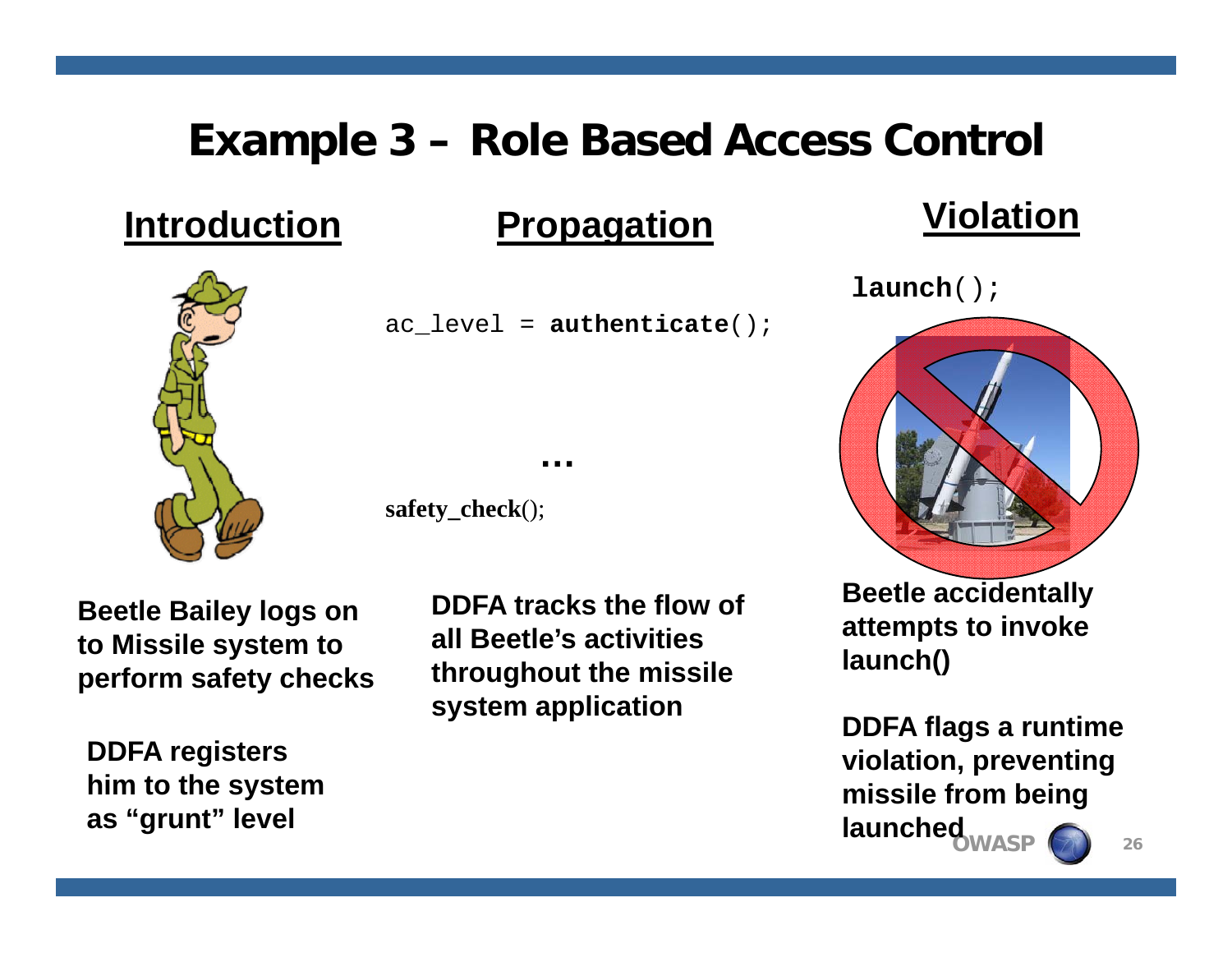# Example 3 – Role Based Access Control

## Introduction

Beetle Bailey logs on to Missile system to perform safety checks

DDFA registers him to the system as "grunt" level

## Propagation

```
ac_level = authenticate();

...

safety_check();
```

DDFA tracks the flow of all Beetle's activities throughout the missile system application

## Violation

```
launch();
```

Beetle accidentally attempts to invoke launch()

DDFA flags a runtime violation, preventing missile from being launched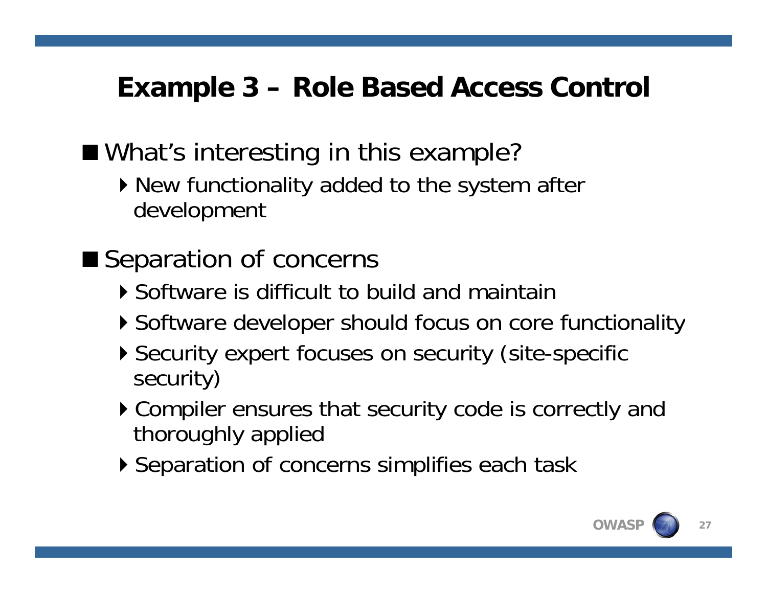# Example 3 – Role Based Access Control

- What's interesting in this example?
  - New functionality added to the system after development
- Separation of concerns
  - Software is difficult to build and maintain
  - Software developer should focus on core functionality
  - Security expert focuses on security (site-specific security)
  - Compiler ensures that security code is correctly and thoroughly applied
  - Separation of concerns simplifies each task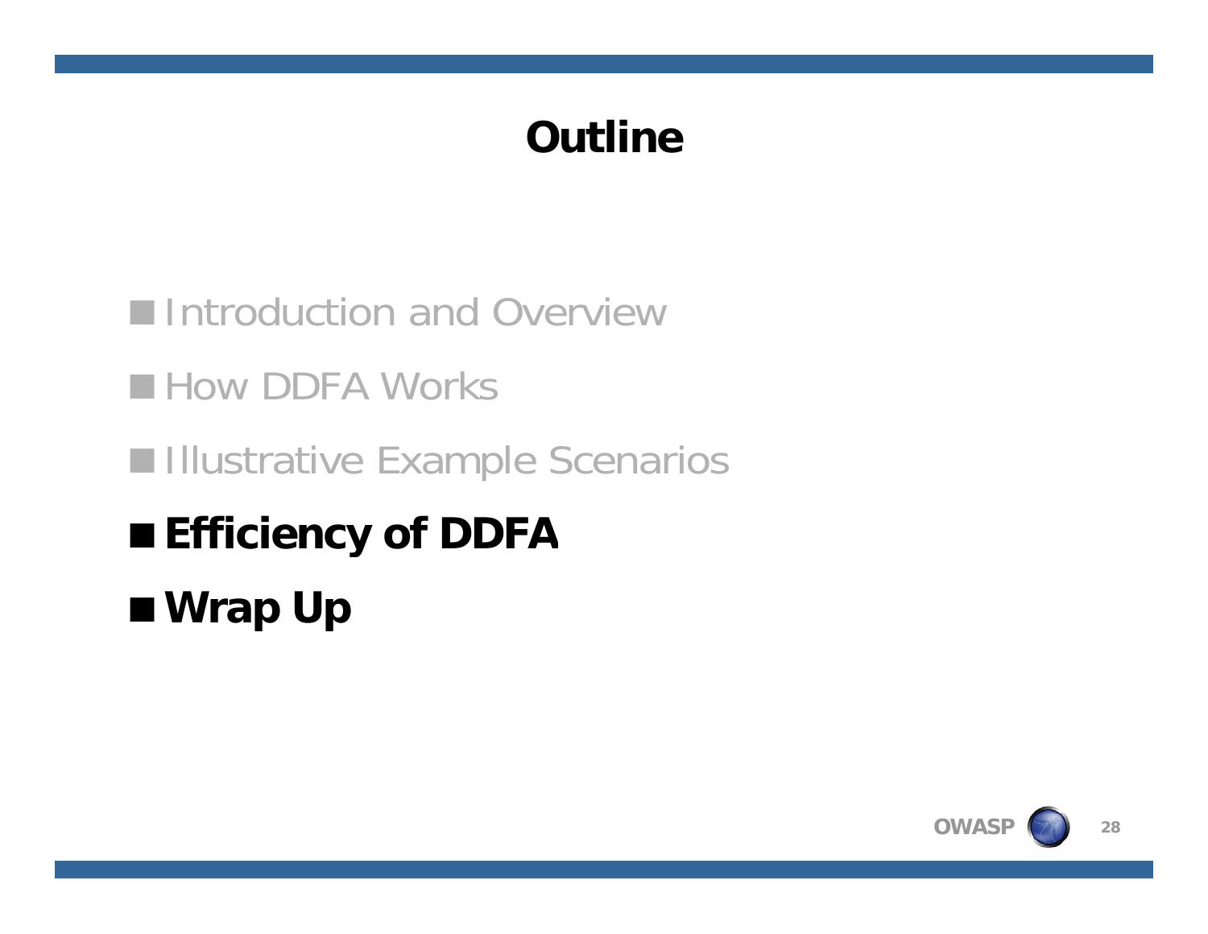# Outline

- Introduction and Overview
- How DDFA Works
- Illustrative Example Scenarios
- **Efficiency of DDFA**
- **Wrap Up**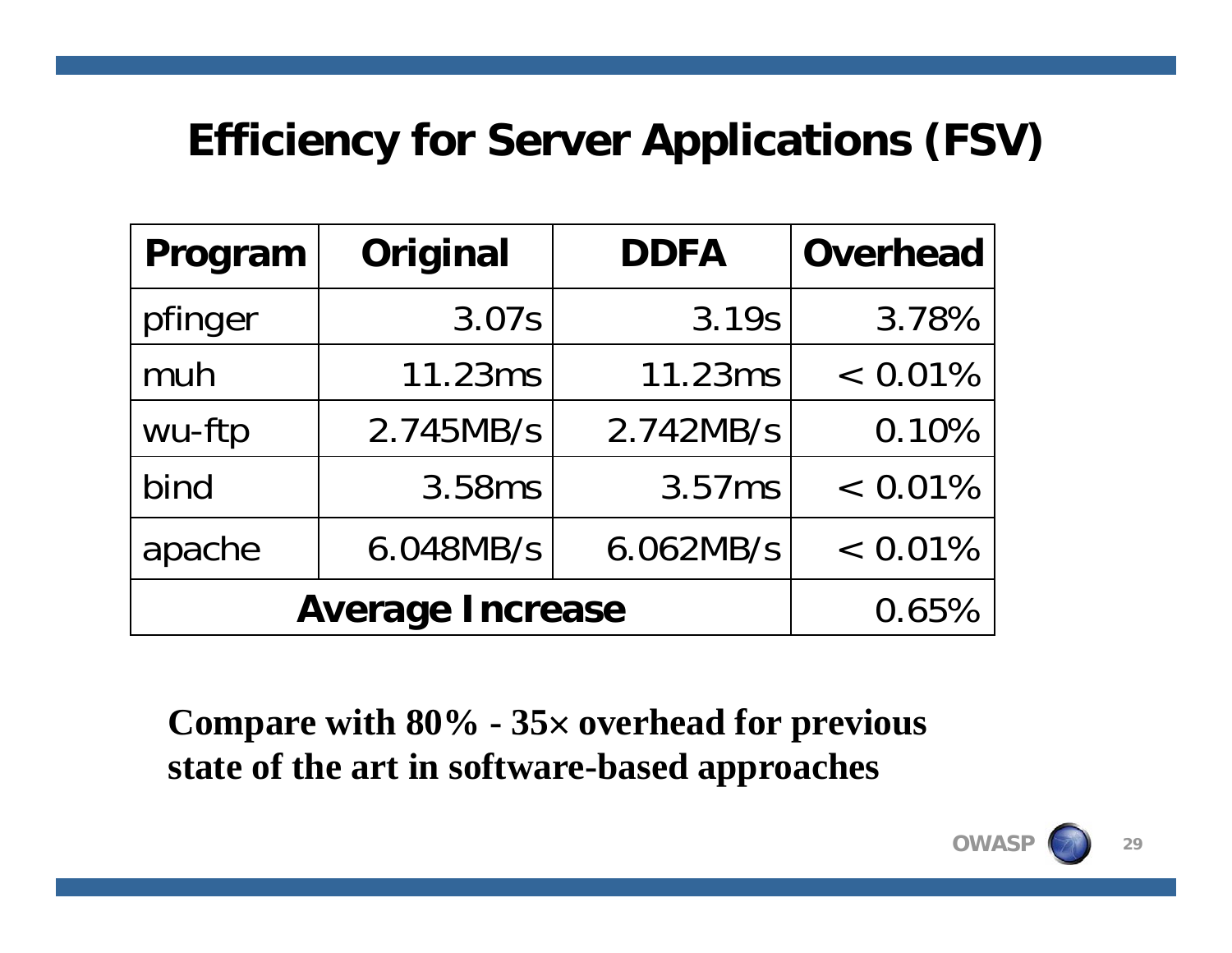# Efficiency for Server Applications (FSV)

| Program | Original | DDFA | Overhead |
|---|---|---|---|
| pfinger | 3.07s | 3.19s | 3.78% |
| muh | 11.23ms | 11.23ms | < 0.01% |
| wu-ftp | 2.745MB/s | 2.742MB/s | 0.10% |
| bind | 3.58ms | 3.57ms | < 0.01% |
| apache | 6.048MB/s | 6.062MB/s | < 0.01% |
| **Average Increase** | | | 0.65% |

**Compare with 80% - 35× overhead for previous state of the art in software-based approaches**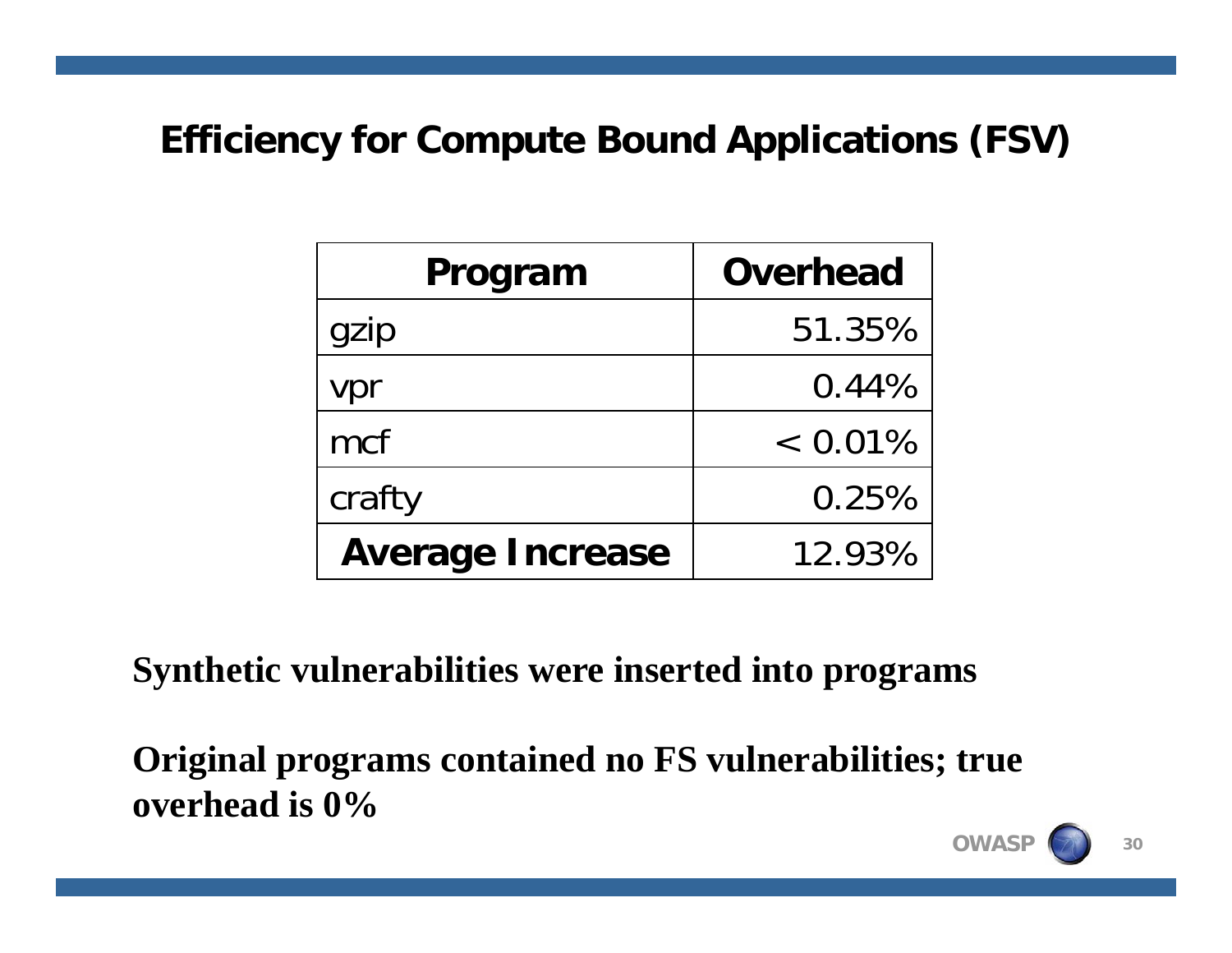# Efficiency for Compute Bound Applications (FSV)

| Program | Overhead |
|---|---|
| gzip | 51.35% |
| vpr | 0.44% |
| mcf | < 0.01% |
| crafty | 0.25% |
| **Average Increase** | 12.93% |

**Synthetic vulnerabilities were inserted into programs**

**Original programs contained no FS vulnerabilities; true overhead is 0%**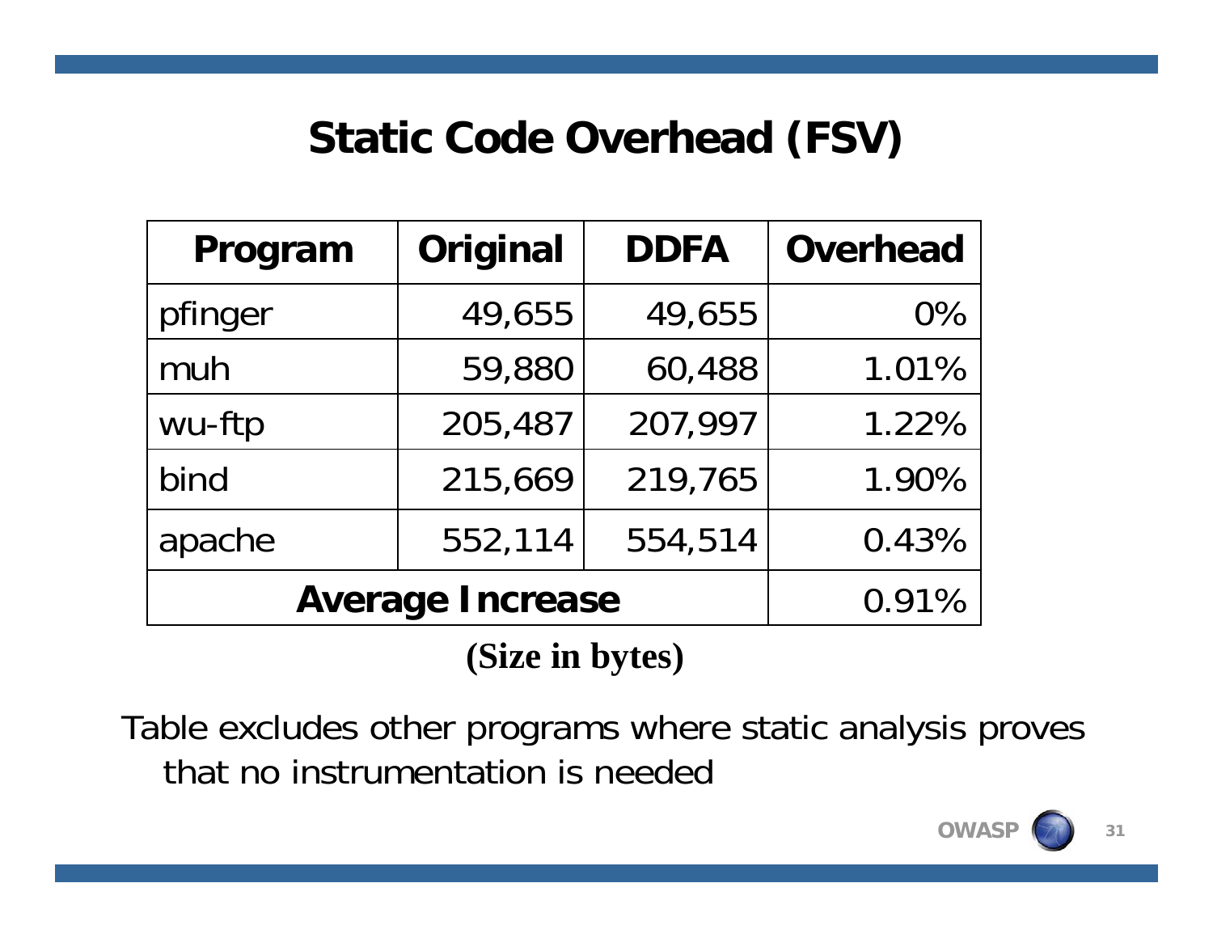# Static Code Overhead (FSV)

| Program | Original | DDFA | Overhead |
|---|---|---|---|
| pfinger | 49,655 | 49,655 | 0% |
| muh | 59,880 | 60,488 | 1.01% |
| wu-ftp | 205,487 | 207,997 | 1.22% |
| bind | 215,669 | 219,765 | 1.90% |
| apache | 552,114 | 554,514 | 0.43% |
| **Average Increase** | | | 0.91% |

**(Size in bytes)**

Table excludes other programs where static analysis proves that no instrumentation is needed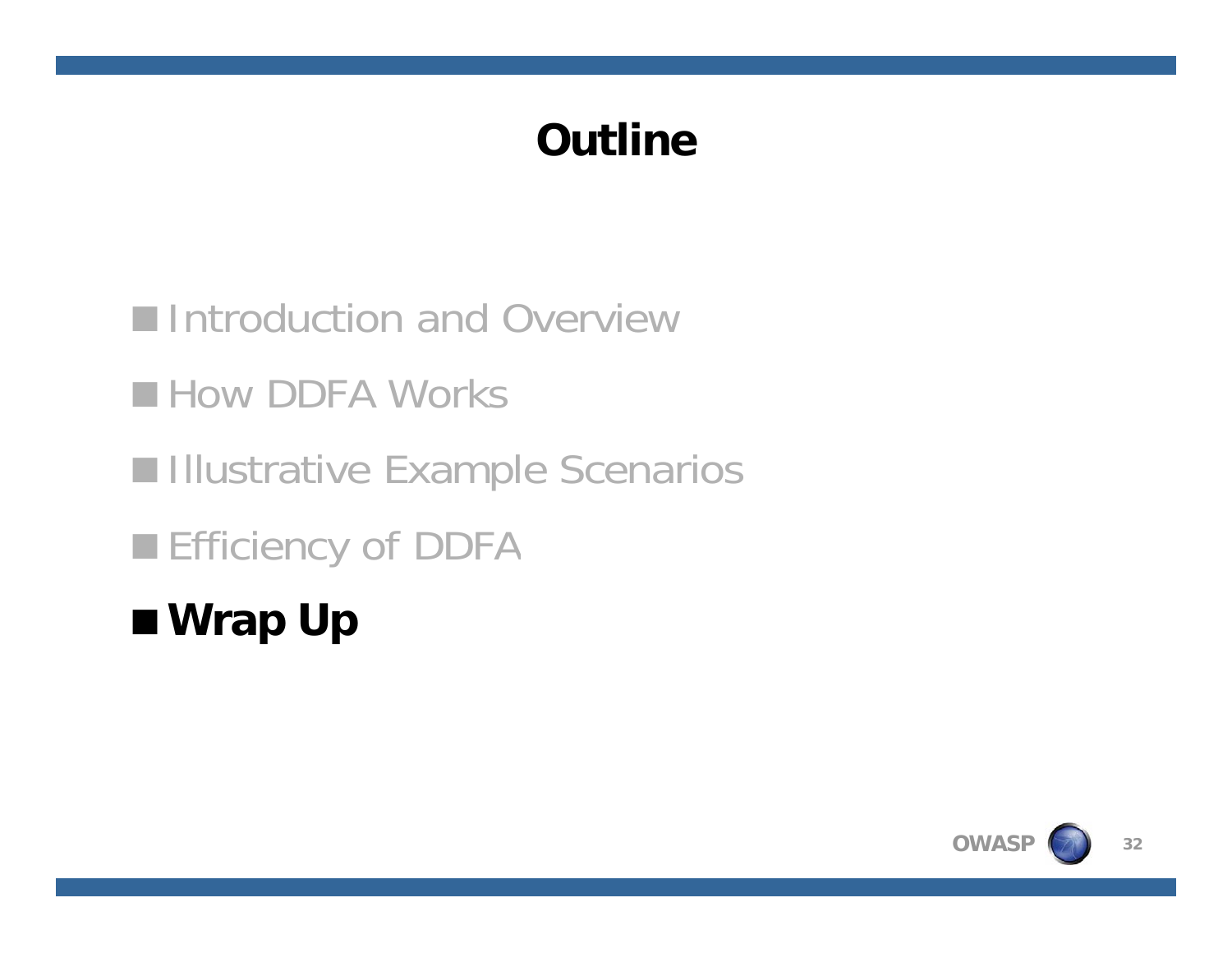# Outline

- Introduction and Overview
- How DDFA Works
- Illustrative Example Scenarios
- Efficiency of DDFA
- **Wrap Up**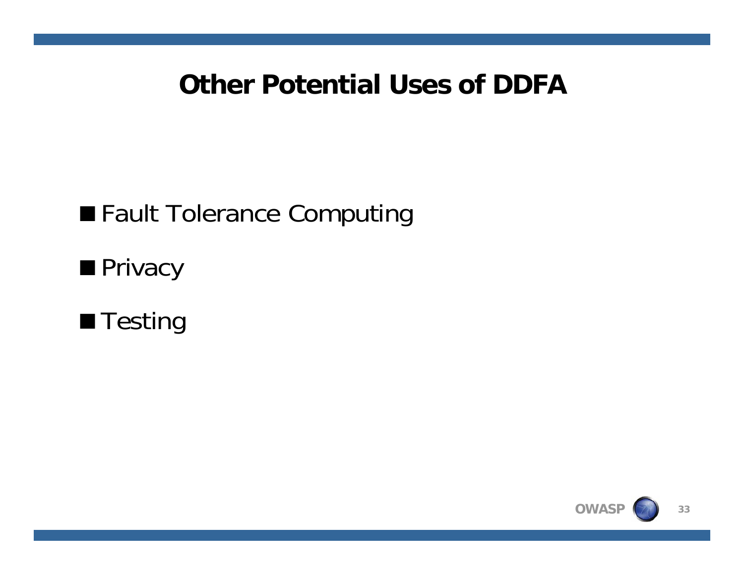# Other Potential Uses of DDFA

- Fault Tolerance Computing
- Privacy
- Testing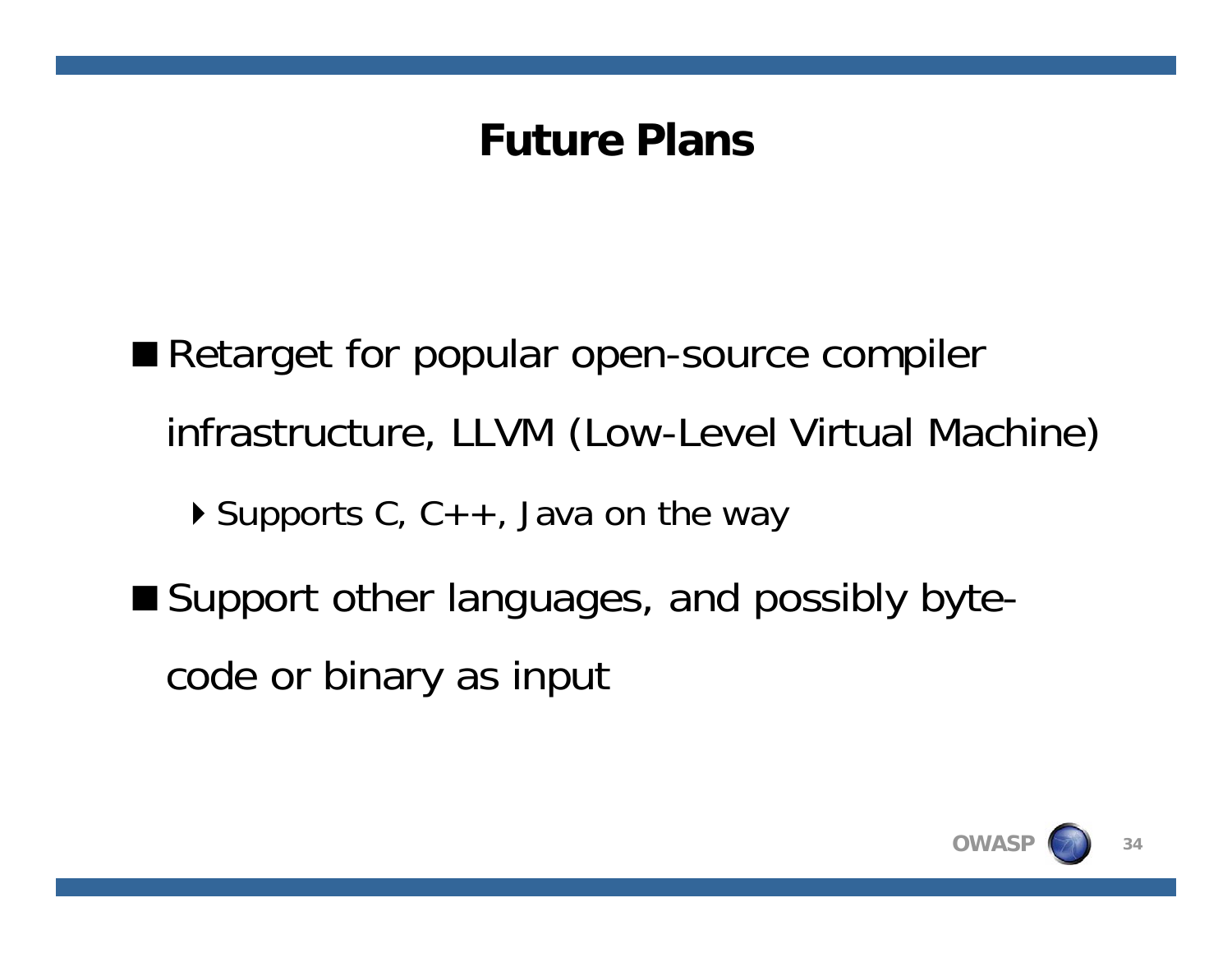# Future Plans

- Retarget for popular open-source compiler infrastructure, LLVM (Low-Level Virtual Machine)
  - Supports C, C++, Java on the way
- Support other languages, and possibly byte-code or binary as input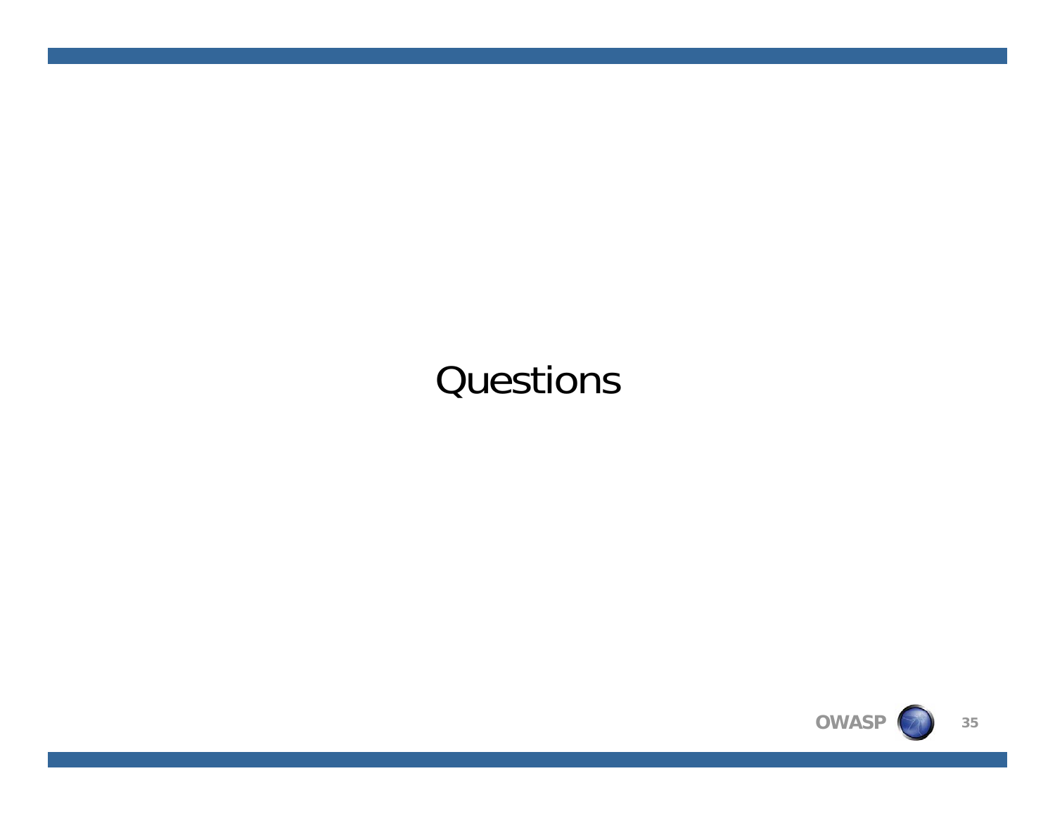# Questions